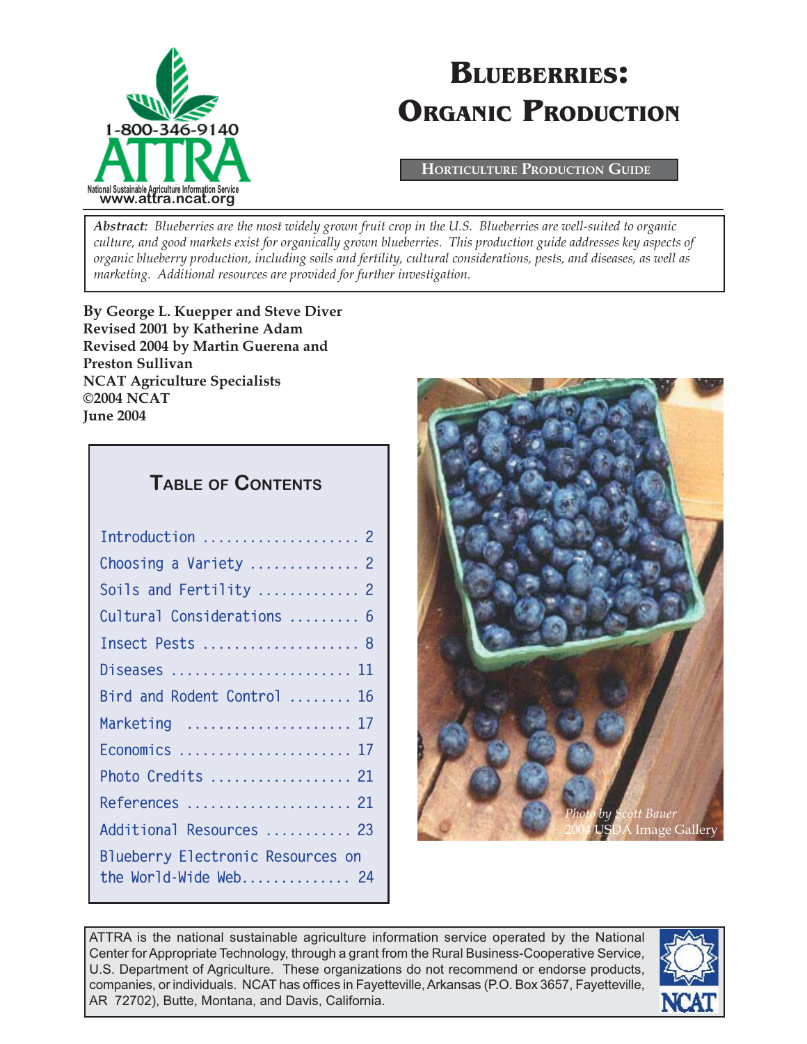1-800-346-9140

ATTRA

National Sustainable Agriculture Information Service

www.attra.ncat.org

# Blueberries: Organic Production

**Horticulture Production Guide**

***Abstract:*** *Blueberries are the most widely grown fruit crop in the U.S. Blueberries are well-suited to organic culture, and good markets exist for organically grown blueberries. This production guide addresses key aspects of organic blueberry production, including soils and fertility, cultural considerations, pests, and diseases, as well as marketing. Additional resources are provided for further investigation.*

**By George L. Kuepper and Steve Diver**
**Revised 2001 by Katherine Adam**
**Revised 2004 by Martin Guerena and Preston Sullivan**
**NCAT Agriculture Specialists**
**©2004 NCAT**
**June 2004**

## Table of Contents

- Introduction .................... 2
- Choosing a Variety .............. 2
- Soils and Fertility ............. 2
- Cultural Considerations ......... 6
- Insect Pests .................... 8
- Diseases ....................... 11
- Bird and Rodent Control ........ 16
- Marketing ...................... 17
- Economics ...................... 17
- Photo Credits .................. 21
- References ..................... 21
- Additional Resources ........... 23
- Blueberry Electronic Resources on the World-Wide Web............. 24

*Photo by Scott Bauer 2004 USDA Image Gallery*

ATTRA is the national sustainable agriculture information service operated by the National Center for Appropriate Technology, through a grant from the Rural Business-Cooperative Service, U.S. Department of Agriculture. These organizations do not recommend or endorse products, companies, or individuals. NCAT has offices in Fayetteville, Arkansas (P.O. Box 3657, Fayetteville, AR 72702), Butte, Montana, and Davis, California.

NCAT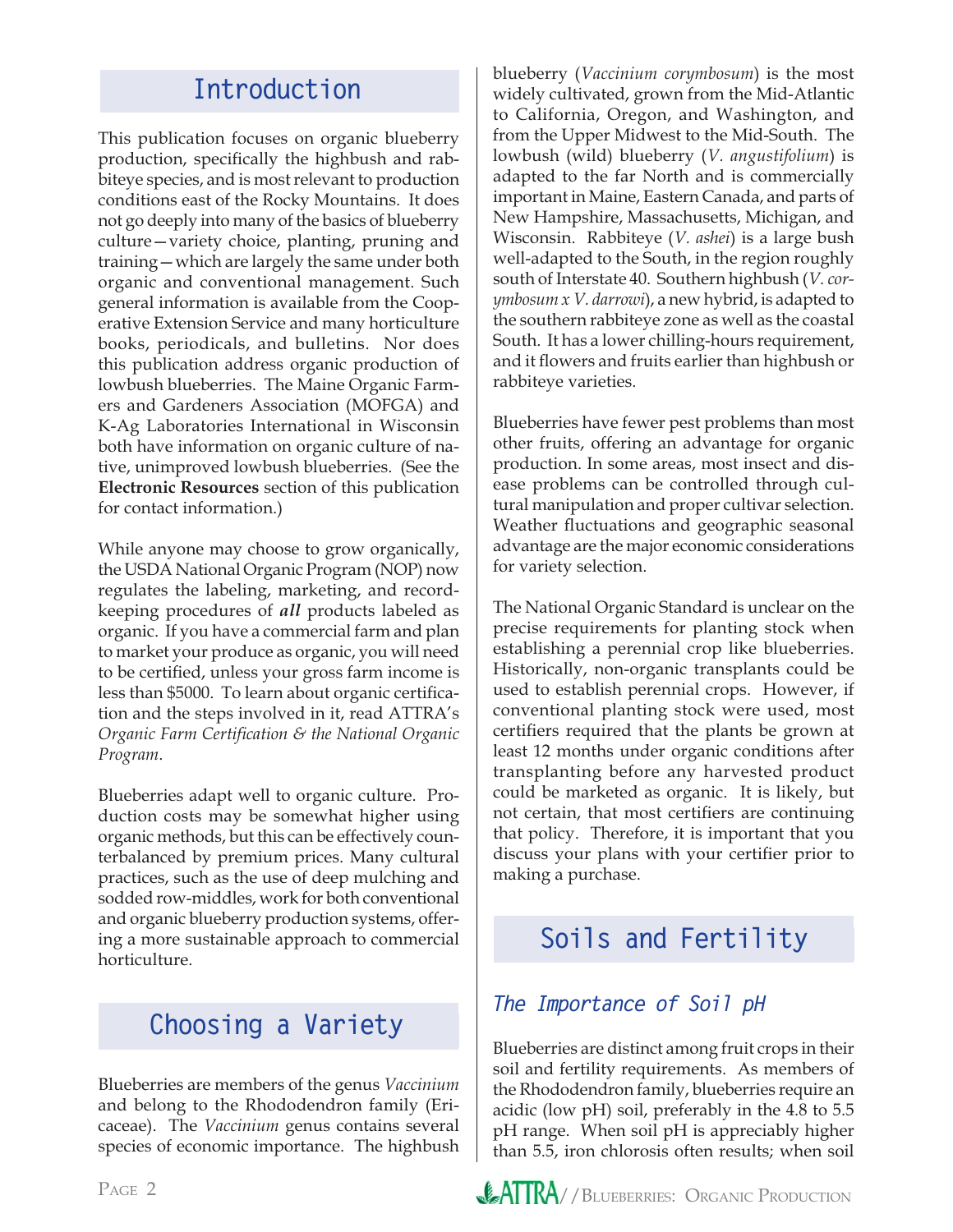## Introduction

This publication focuses on organic blueberry production, specifically the highbush and rabbiteye species, and is most relevant to production conditions east of the Rocky Mountains. It does not go deeply into many of the basics of blueberry culture—variety choice, planting, pruning and training—which are largely the same under both organic and conventional management. Such general information is available from the Cooperative Extension Service and many horticulture books, periodicals, and bulletins. Nor does this publication address organic production of lowbush blueberries. The Maine Organic Farmers and Gardeners Association (MOFGA) and K-Ag Laboratories International in Wisconsin both have information on organic culture of native, unimproved lowbush blueberries. (See the **Electronic Resources** section of this publication for contact information.)

While anyone may choose to grow organically, the USDA National Organic Program (NOP) now regulates the labeling, marketing, and recordkeeping procedures of ***all*** products labeled as organic. If you have a commercial farm and plan to market your produce as organic, you will need to be certified, unless your gross farm income is less than $5000. To learn about organic certification and the steps involved in it, read ATTRA's *Organic Farm Certification & the National Organic Program*.

Blueberries adapt well to organic culture. Production costs may be somewhat higher using organic methods, but this can be effectively counterbalanced by premium prices. Many cultural practices, such as the use of deep mulching and sodded row-middles, work for both conventional and organic blueberry production systems, offering a more sustainable approach to commercial horticulture.

## Choosing a Variety

Blueberries are members of the genus *Vaccinium* and belong to the Rhododendron family (Ericaceae). The *Vaccinium* genus contains several species of economic importance. The highbush blueberry (*Vaccinium corymbosum*) is the most widely cultivated, grown from the Mid-Atlantic to California, Oregon, and Washington, and from the Upper Midwest to the Mid-South. The lowbush (wild) blueberry (*V. angustifolium*) is adapted to the far North and is commercially important in Maine, Eastern Canada, and parts of New Hampshire, Massachusetts, Michigan, and Wisconsin. Rabbiteye (*V. ashei*) is a large bush well-adapted to the South, in the region roughly south of Interstate 40. Southern highbush (*V. corymbosum x V. darrowi*), a new hybrid, is adapted to the southern rabbiteye zone as well as the coastal South. It has a lower chilling-hours requirement, and it flowers and fruits earlier than highbush or rabbiteye varieties.

Blueberries have fewer pest problems than most other fruits, offering an advantage for organic production. In some areas, most insect and disease problems can be controlled through cultural manipulation and proper cultivar selection. Weather fluctuations and geographic seasonal advantage are the major economic considerations for variety selection.

The National Organic Standard is unclear on the precise requirements for planting stock when establishing a perennial crop like blueberries. Historically, non-organic transplants could be used to establish perennial crops. However, if conventional planting stock were used, most certifiers required that the plants be grown at least 12 months under organic conditions after transplanting before any harvested product could be marketed as organic. It is likely, but not certain, that most certifiers are continuing that policy. Therefore, it is important that you discuss your plans with your certifier prior to making a purchase.

## Soils and Fertility

### *The Importance of Soil pH*

Blueberries are distinct among fruit crops in their soil and fertility requirements. As members of the Rhododendron family, blueberries require an acidic (low pH) soil, preferably in the 4.8 to 5.5 pH range. When soil pH is appreciably higher than 5.5, iron chlorosis often results; when soil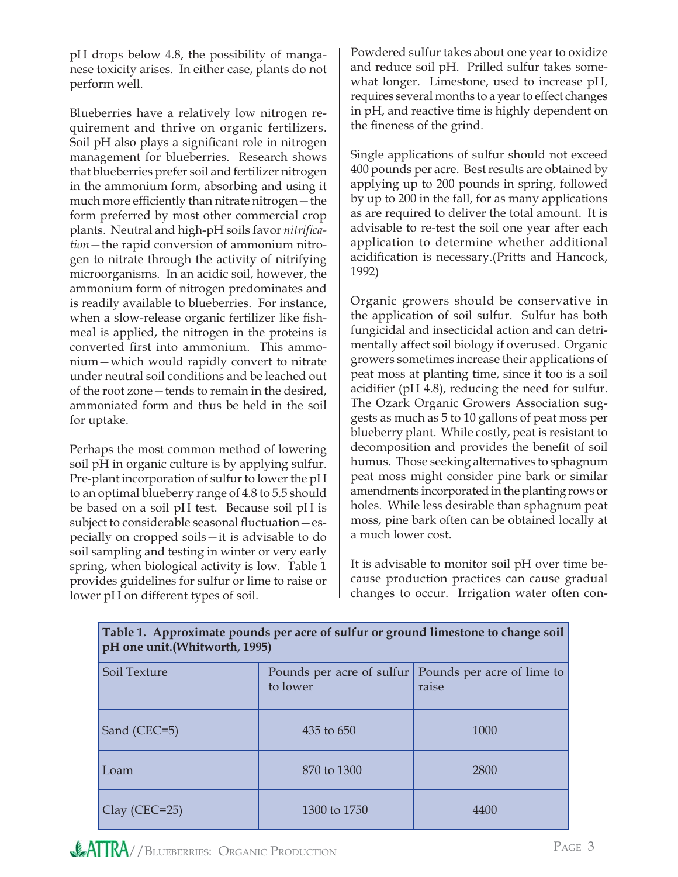pH drops below 4.8, the possibility of manganese toxicity arises. In either case, plants do not perform well.

Blueberries have a relatively low nitrogen requirement and thrive on organic fertilizers. Soil pH also plays a significant role in nitrogen management for blueberries. Research shows that blueberries prefer soil and fertilizer nitrogen in the ammonium form, absorbing and using it much more efficiently than nitrate nitrogen—the form preferred by most other commercial crop plants. Neutral and high-pH soils favor *nitrification*—the rapid conversion of ammonium nitrogen to nitrate through the activity of nitrifying microorganisms. In an acidic soil, however, the ammonium form of nitrogen predominates and is readily available to blueberries. For instance, when a slow-release organic fertilizer like fishmeal is applied, the nitrogen in the proteins is converted first into ammonium. This ammonium—which would rapidly convert to nitrate under neutral soil conditions and be leached out of the root zone—tends to remain in the desired, ammoniated form and thus be held in the soil for uptake.

Perhaps the most common method of lowering soil pH in organic culture is by applying sulfur. Pre-plant incorporation of sulfur to lower the pH to an optimal blueberry range of 4.8 to 5.5 should be based on a soil pH test. Because soil pH is subject to considerable seasonal fluctuation—especially on cropped soils—it is advisable to do soil sampling and testing in winter or very early spring, when biological activity is low. Table 1 provides guidelines for sulfur or lime to raise or lower pH on different types of soil.

Powdered sulfur takes about one year to oxidize and reduce soil pH. Prilled sulfur takes somewhat longer. Limestone, used to increase pH, requires several months to a year to effect changes in pH, and reactive time is highly dependent on the fineness of the grind.

Single applications of sulfur should not exceed 400 pounds per acre. Best results are obtained by applying up to 200 pounds in spring, followed by up to 200 in the fall, for as many applications as are required to deliver the total amount. It is advisable to re-test the soil one year after each application to determine whether additional acidification is necessary.(Pritts and Hancock, 1992)

Organic growers should be conservative in the application of soil sulfur. Sulfur has both fungicidal and insecticidal action and can detrimentally affect soil biology if overused. Organic growers sometimes increase their applications of peat moss at planting time, since it too is a soil acidifier (pH 4.8), reducing the need for sulfur. The Ozark Organic Growers Association suggests as much as 5 to 10 gallons of peat moss per blueberry plant. While costly, peat is resistant to decomposition and provides the benefit of soil humus. Those seeking alternatives to sphagnum peat moss might consider pine bark or similar amendments incorporated in the planting rows or holes. While less desirable than sphagnum peat moss, pine bark often can be obtained locally at a much lower cost.

It is advisable to monitor soil pH over time because production practices can cause gradual changes to occur. Irrigation water often con-

**Table 1. Approximate pounds per acre of sulfur or ground limestone to change soil pH one unit.(Whitworth, 1995)**

| Soil Texture | Pounds per acre of sulfur to lower | Pounds per acre of lime to raise |
|---|---|---|
| Sand (CEC=5) | 435 to 650 | 1000 |
| Loam | 870 to 1300 | 2800 |
| Clay (CEC=25) | 1300 to 1750 | 4400 |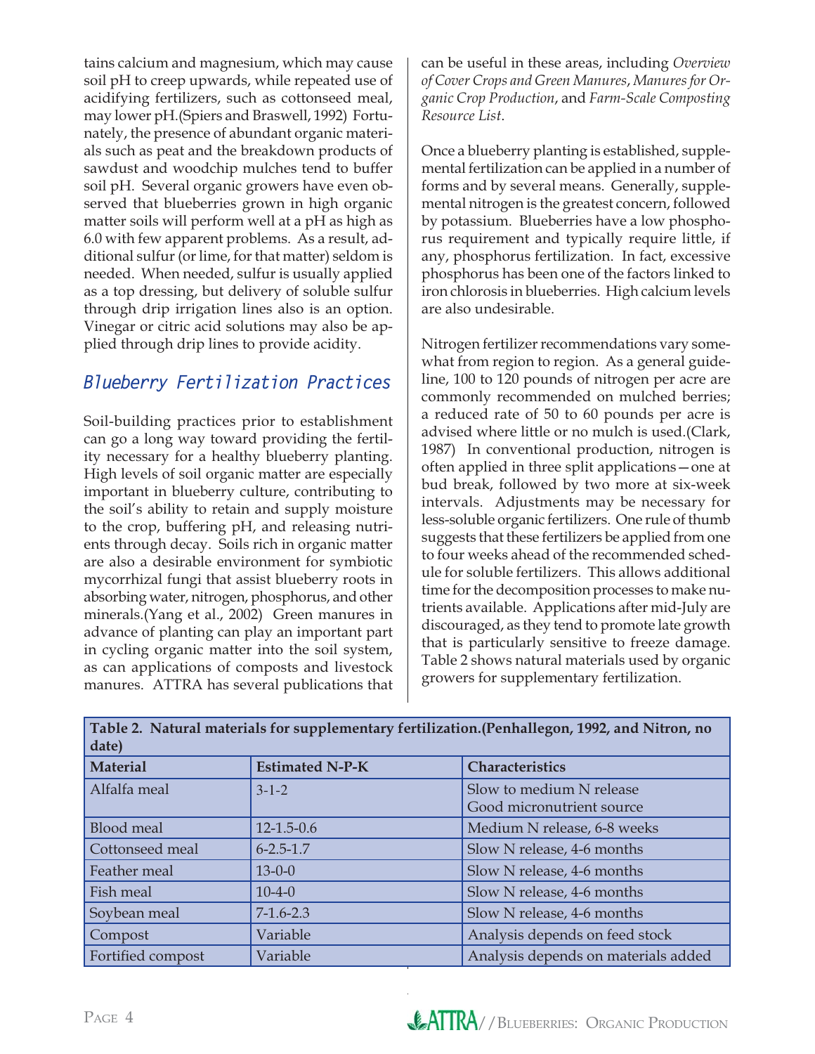tains calcium and magnesium, which may cause soil pH to creep upwards, while repeated use of acidifying fertilizers, such as cottonseed meal, may lower pH.(Spiers and Braswell, 1992) Fortunately, the presence of abundant organic materials such as peat and the breakdown products of sawdust and woodchip mulches tend to buffer soil pH. Several organic growers have even observed that blueberries grown in high organic matter soils will perform well at a pH as high as 6.0 with few apparent problems. As a result, additional sulfur (or lime, for that matter) seldom is needed. When needed, sulfur is usually applied as a top dressing, but delivery of soluble sulfur through drip irrigation lines also is an option. Vinegar or citric acid solutions may also be applied through drip lines to provide acidity.

## Blueberry Fertilization Practices

Soil-building practices prior to establishment can go a long way toward providing the fertility necessary for a healthy blueberry planting. High levels of soil organic matter are especially important in blueberry culture, contributing to the soil's ability to retain and supply moisture to the crop, buffering pH, and releasing nutrients through decay. Soils rich in organic matter are also a desirable environment for symbiotic mycorrhizal fungi that assist blueberry roots in absorbing water, nitrogen, phosphorus, and other minerals.(Yang et al., 2002) Green manures in advance of planting can play an important part in cycling organic matter into the soil system, as can applications of composts and livestock manures. ATTRA has several publications that can be useful in these areas, including *Overview of Cover Crops and Green Manures*, *Manures for Organic Crop Production*, and *Farm-Scale Composting Resource List*.

Once a blueberry planting is established, supplemental fertilization can be applied in a number of forms and by several means. Generally, supplemental nitrogen is the greatest concern, followed by potassium. Blueberries have a low phosphorus requirement and typically require little, if any, phosphorus fertilization. In fact, excessive phosphorus has been one of the factors linked to iron chlorosis in blueberries. High calcium levels are also undesirable.

Nitrogen fertilizer recommendations vary somewhat from region to region. As a general guideline, 100 to 120 pounds of nitrogen per acre are commonly recommended on mulched berries; a reduced rate of 50 to 60 pounds per acre is advised where little or no mulch is used.(Clark, 1987) In conventional production, nitrogen is often applied in three split applications—one at bud break, followed by two more at six-week intervals. Adjustments may be necessary for less-soluble organic fertilizers. One rule of thumb suggests that these fertilizers be applied from one to four weeks ahead of the recommended schedule for soluble fertilizers. This allows additional time for the decomposition processes to make nutrients available. Applications after mid-July are discouraged, as they tend to promote late growth that is particularly sensitive to freeze damage. Table 2 shows natural materials used by organic growers for supplementary fertilization.

**Table 2. Natural materials for supplementary fertilization.(Penhallegon, 1992, and Nitron, no date)**

| Material | Estimated N-P-K | Characteristics |
|---|---|---|
| Alfalfa meal | 3-1-2 | Slow to medium N release<br>Good micronutrient source |
| Blood meal | 12-1.5-0.6 | Medium N release, 6-8 weeks |
| Cottonseed meal | 6-2.5-1.7 | Slow N release, 4-6 months |
| Feather meal | 13-0-0 | Slow N release, 4-6 months |
| Fish meal | 10-4-0 | Slow N release, 4-6 months |
| Soybean meal | 7-1.6-2.3 | Slow N release, 4-6 months |
| Compost | Variable | Analysis depends on feed stock |
| Fortified compost | Variable | Analysis depends on materials added |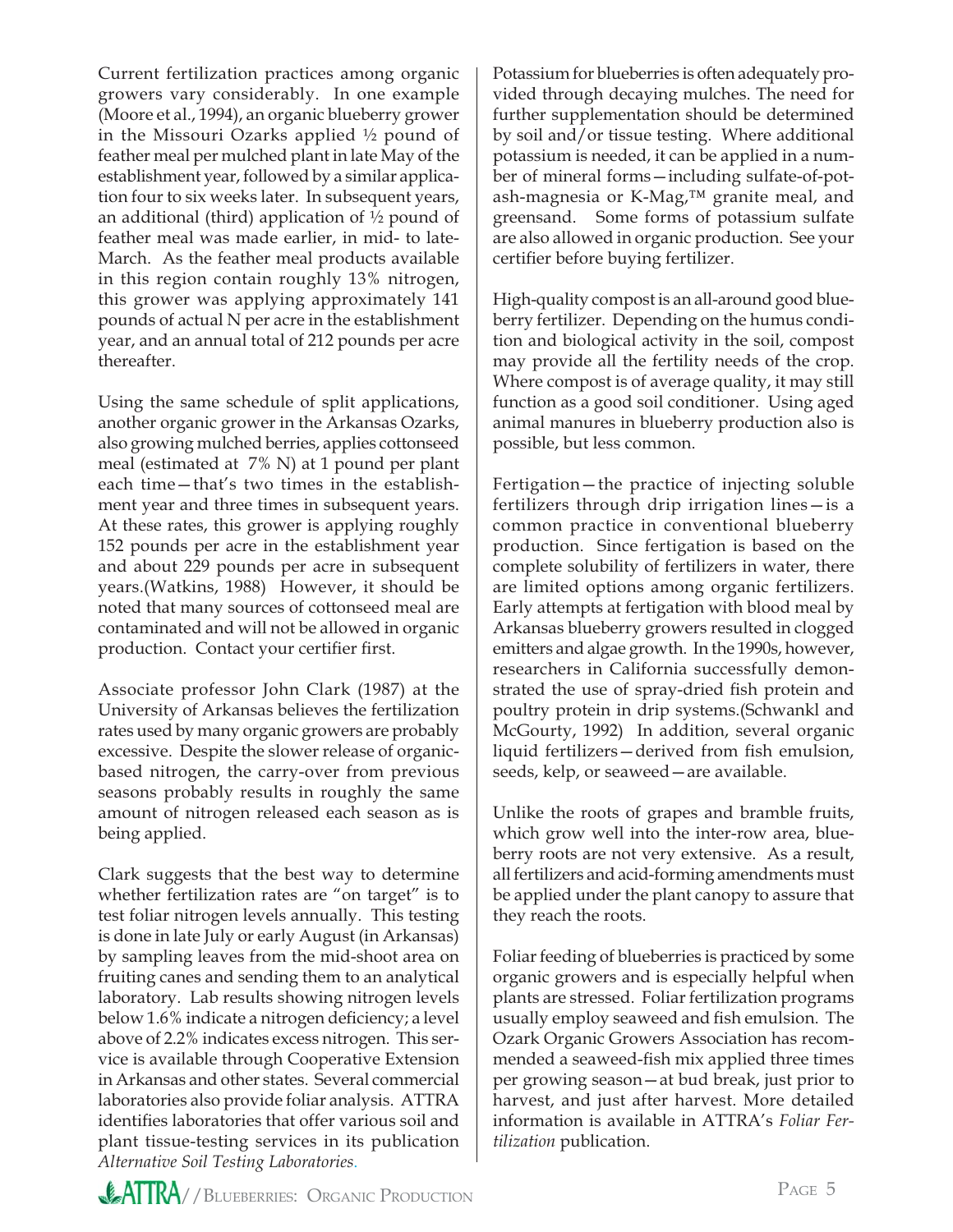Current fertilization practices among organic growers vary considerably. In one example (Moore et al., 1994), an organic blueberry grower in the Missouri Ozarks applied ½ pound of feather meal per mulched plant in late May of the establishment year, followed by a similar application four to six weeks later. In subsequent years, an additional (third) application of ½ pound of feather meal was made earlier, in mid- to late-March. As the feather meal products available in this region contain roughly 13% nitrogen, this grower was applying approximately 141 pounds of actual N per acre in the establishment year, and an annual total of 212 pounds per acre thereafter.

Using the same schedule of split applications, another organic grower in the Arkansas Ozarks, also growing mulched berries, applies cottonseed meal (estimated at 7% N) at 1 pound per plant each time—that's two times in the establishment year and three times in subsequent years. At these rates, this grower is applying roughly 152 pounds per acre in the establishment year and about 229 pounds per acre in subsequent years.(Watkins, 1988) However, it should be noted that many sources of cottonseed meal are contaminated and will not be allowed in organic production. Contact your certifier first.

Associate professor John Clark (1987) at the University of Arkansas believes the fertilization rates used by many organic growers are probably excessive. Despite the slower release of organic-based nitrogen, the carry-over from previous seasons probably results in roughly the same amount of nitrogen released each season as is being applied.

Clark suggests that the best way to determine whether fertilization rates are "on target" is to test foliar nitrogen levels annually. This testing is done in late July or early August (in Arkansas) by sampling leaves from the mid-shoot area on fruiting canes and sending them to an analytical laboratory. Lab results showing nitrogen levels below 1.6% indicate a nitrogen deficiency; a level above of 2.2% indicates excess nitrogen. This service is available through Cooperative Extension in Arkansas and other states. Several commercial laboratories also provide foliar analysis. ATTRA identifies laboratories that offer various soil and plant tissue-testing services in its publication *Alternative Soil Testing Laboratories*.

Potassium for blueberries is often adequately provided through decaying mulches. The need for further supplementation should be determined by soil and/or tissue testing. Where additional potassium is needed, it can be applied in a number of mineral forms—including sulfate-of-potash-magnesia or K-Mag,™ granite meal, and greensand. Some forms of potassium sulfate are also allowed in organic production. See your certifier before buying fertilizer.

High-quality compost is an all-around good blueberry fertilizer. Depending on the humus condition and biological activity in the soil, compost may provide all the fertility needs of the crop. Where compost is of average quality, it may still function as a good soil conditioner. Using aged animal manures in blueberry production also is possible, but less common.

Fertigation—the practice of injecting soluble fertilizers through drip irrigation lines—is a common practice in conventional blueberry production. Since fertigation is based on the complete solubility of fertilizers in water, there are limited options among organic fertilizers. Early attempts at fertigation with blood meal by Arkansas blueberry growers resulted in clogged emitters and algae growth. In the 1990s, however, researchers in California successfully demonstrated the use of spray-dried fish protein and poultry protein in drip systems.(Schwankl and McGourty, 1992) In addition, several organic liquid fertilizers—derived from fish emulsion, seeds, kelp, or seaweed—are available.

Unlike the roots of grapes and bramble fruits, which grow well into the inter-row area, blueberry roots are not very extensive. As a result, all fertilizers and acid-forming amendments must be applied under the plant canopy to assure that they reach the roots.

Foliar feeding of blueberries is practiced by some organic growers and is especially helpful when plants are stressed. Foliar fertilization programs usually employ seaweed and fish emulsion. The Ozark Organic Growers Association has recommended a seaweed-fish mix applied three times per growing season—at bud break, just prior to harvest, and just after harvest. More detailed information is available in ATTRA's *Foliar Fertilization* publication.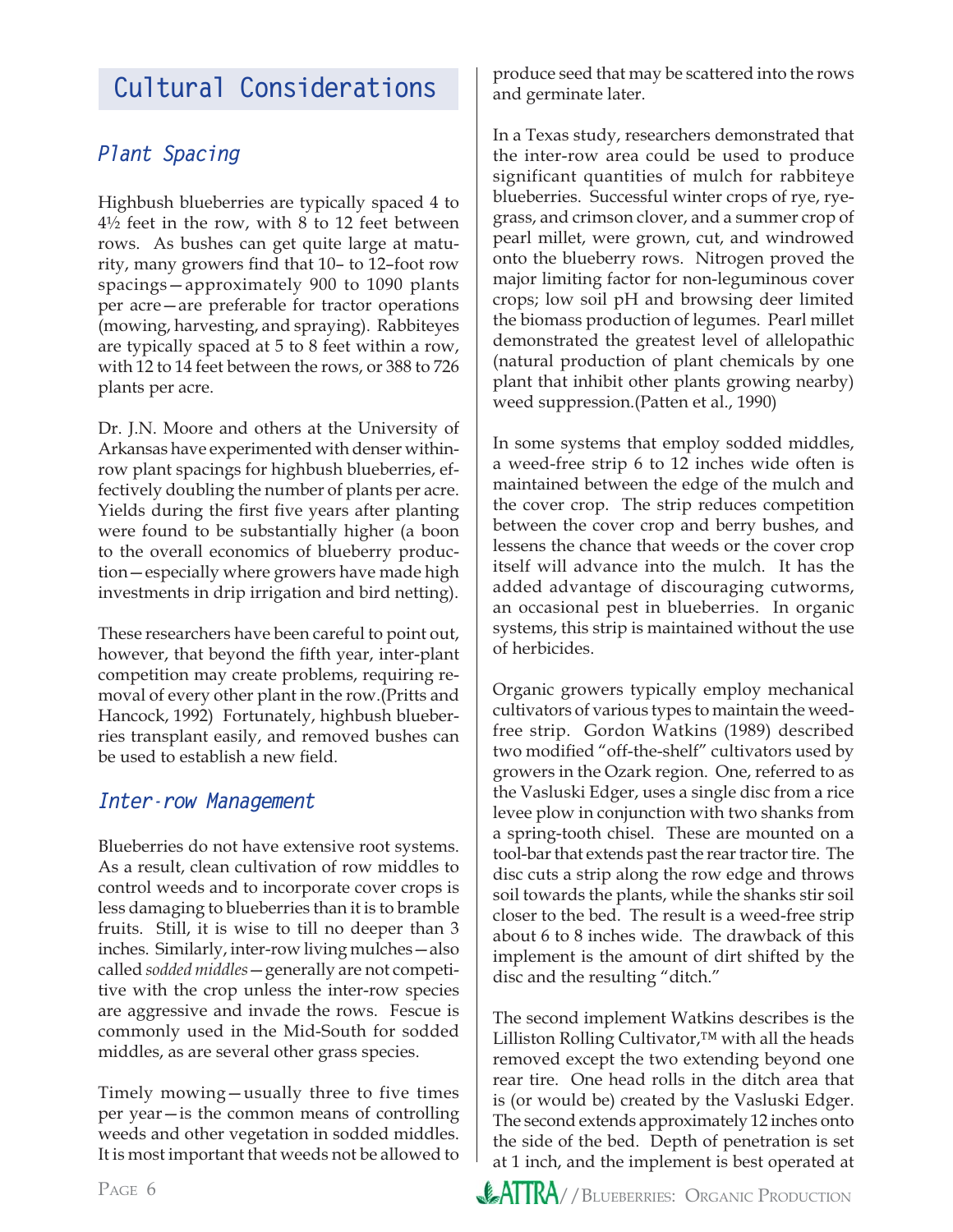## Cultural Considerations

### Plant Spacing

Highbush blueberries are typically spaced 4 to 4½ feet in the row, with 8 to 12 feet between rows. As bushes can get quite large at maturity, many growers find that 10– to 12–foot row spacings—approximately 900 to 1090 plants per acre—are preferable for tractor operations (mowing, harvesting, and spraying). Rabbiteyes are typically spaced at 5 to 8 feet within a row, with 12 to 14 feet between the rows, or 388 to 726 plants per acre.

Dr. J.N. Moore and others at the University of Arkansas have experimented with denser within-row plant spacings for highbush blueberries, effectively doubling the number of plants per acre. Yields during the first five years after planting were found to be substantially higher (a boon to the overall economics of blueberry production—especially where growers have made high investments in drip irrigation and bird netting).

These researchers have been careful to point out, however, that beyond the fifth year, inter-plant competition may create problems, requiring removal of every other plant in the row.(Pritts and Hancock, 1992) Fortunately, highbush blueberries transplant easily, and removed bushes can be used to establish a new field.

### Inter-row Management

Blueberries do not have extensive root systems. As a result, clean cultivation of row middles to control weeds and to incorporate cover crops is less damaging to blueberries than it is to bramble fruits. Still, it is wise to till no deeper than 3 inches. Similarly, inter-row living mulches—also called *sodded middles*—generally are not competitive with the crop unless the inter-row species are aggressive and invade the rows. Fescue is commonly used in the Mid-South for sodded middles, as are several other grass species.

Timely mowing—usually three to five times per year—is the common means of controlling weeds and other vegetation in sodded middles. It is most important that weeds not be allowed to produce seed that may be scattered into the rows and germinate later.

In a Texas study, researchers demonstrated that the inter-row area could be used to produce significant quantities of mulch for rabbiteye blueberries. Successful winter crops of rye, ryegrass, and crimson clover, and a summer crop of pearl millet, were grown, cut, and windrowed onto the blueberry rows. Nitrogen proved the major limiting factor for non-leguminous cover crops; low soil pH and browsing deer limited the biomass production of legumes. Pearl millet demonstrated the greatest level of allelopathic (natural production of plant chemicals by one plant that inhibit other plants growing nearby) weed suppression.(Patten et al., 1990)

In some systems that employ sodded middles, a weed-free strip 6 to 12 inches wide often is maintained between the edge of the mulch and the cover crop. The strip reduces competition between the cover crop and berry bushes, and lessens the chance that weeds or the cover crop itself will advance into the mulch. It has the added advantage of discouraging cutworms, an occasional pest in blueberries. In organic systems, this strip is maintained without the use of herbicides.

Organic growers typically employ mechanical cultivators of various types to maintain the weed-free strip. Gordon Watkins (1989) described two modified "off-the-shelf" cultivators used by growers in the Ozark region. One, referred to as the Vasluski Edger, uses a single disc from a rice levee plow in conjunction with two shanks from a spring-tooth chisel. These are mounted on a tool-bar that extends past the rear tractor tire. The disc cuts a strip along the row edge and throws soil towards the plants, while the shanks stir soil closer to the bed. The result is a weed-free strip about 6 to 8 inches wide. The drawback of this implement is the amount of dirt shifted by the disc and the resulting "ditch."

The second implement Watkins describes is the Lilliston Rolling Cultivator,™ with all the heads removed except the two extending beyond one rear tire. One head rolls in the ditch area that is (or would be) created by the Vasluski Edger. The second extends approximately 12 inches onto the side of the bed. Depth of penetration is set at 1 inch, and the implement is best operated at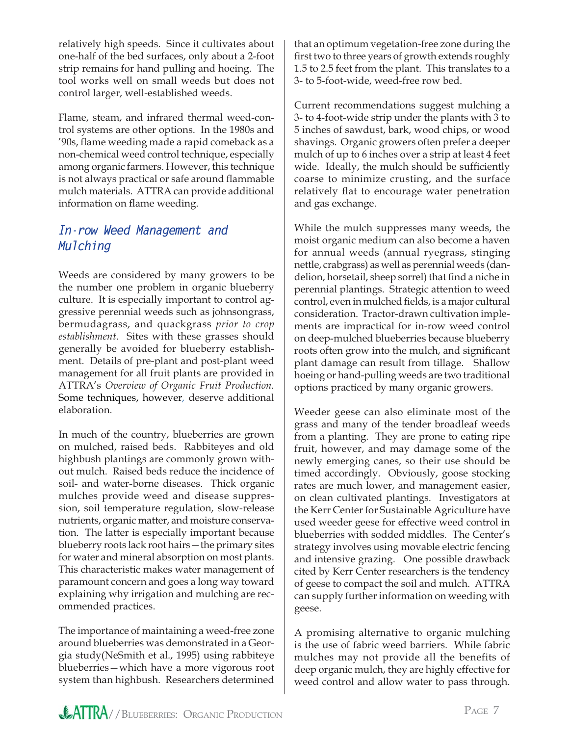relatively high speeds. Since it cultivates about one-half of the bed surfaces, only about a 2-foot strip remains for hand pulling and hoeing. The tool works well on small weeds but does not control larger, well-established weeds.

Flame, steam, and infrared thermal weed-control systems are other options. In the 1980s and '90s, flame weeding made a rapid comeback as a non-chemical weed control technique, especially among organic farmers. However, this technique is not always practical or safe around flammable mulch materials. ATTRA can provide additional information on flame weeding.

## In-row Weed Management and Mulching

Weeds are considered by many growers to be the number one problem in organic blueberry culture. It is especially important to control aggressive perennial weeds such as johnsongrass, bermudagrass, and quackgrass *prior to crop establishment*. Sites with these grasses should generally be avoided for blueberry establishment. Details of pre-plant and post-plant weed management for all fruit plants are provided in ATTRA's *Overview of Organic Fruit Production*. Some techniques, however, deserve additional elaboration.

In much of the country, blueberries are grown on mulched, raised beds. Rabbiteyes and old highbush plantings are commonly grown without mulch. Raised beds reduce the incidence of soil- and water-borne diseases. Thick organic mulches provide weed and disease suppression, soil temperature regulation, slow-release nutrients, organic matter, and moisture conservation. The latter is especially important because blueberry roots lack root hairs—the primary sites for water and mineral absorption on most plants. This characteristic makes water management of paramount concern and goes a long way toward explaining why irrigation and mulching are recommended practices.

The importance of maintaining a weed-free zone around blueberries was demonstrated in a Georgia study(NeSmith et al., 1995) using rabbiteye blueberries—which have a more vigorous root system than highbush. Researchers determined that an optimum vegetation-free zone during the first two to three years of growth extends roughly 1.5 to 2.5 feet from the plant. This translates to a 3- to 5-foot-wide, weed-free row bed.

Current recommendations suggest mulching a 3- to 4-foot-wide strip under the plants with 3 to 5 inches of sawdust, bark, wood chips, or wood shavings. Organic growers often prefer a deeper mulch of up to 6 inches over a strip at least 4 feet wide. Ideally, the mulch should be sufficiently coarse to minimize crusting, and the surface relatively flat to encourage water penetration and gas exchange.

While the mulch suppresses many weeds, the moist organic medium can also become a haven for annual weeds (annual ryegrass, stinging nettle, crabgrass) as well as perennial weeds (dandelion, horsetail, sheep sorrel) that find a niche in perennial plantings. Strategic attention to weed control, even in mulched fields, is a major cultural consideration. Tractor-drawn cultivation implements are impractical for in-row weed control on deep-mulched blueberries because blueberry roots often grow into the mulch, and significant plant damage can result from tillage. Shallow hoeing or hand-pulling weeds are two traditional options practiced by many organic growers.

Weeder geese can also eliminate most of the grass and many of the tender broadleaf weeds from a planting. They are prone to eating ripe fruit, however, and may damage some of the newly emerging canes, so their use should be timed accordingly. Obviously, goose stocking rates are much lower, and management easier, on clean cultivated plantings. Investigators at the Kerr Center for Sustainable Agriculture have used weeder geese for effective weed control in blueberries with sodded middles. The Center's strategy involves using movable electric fencing and intensive grazing. One possible drawback cited by Kerr Center researchers is the tendency of geese to compact the soil and mulch. ATTRA can supply further information on weeding with geese.

A promising alternative to organic mulching is the use of fabric weed barriers. While fabric mulches may not provide all the benefits of deep organic mulch, they are highly effective for weed control and allow water to pass through.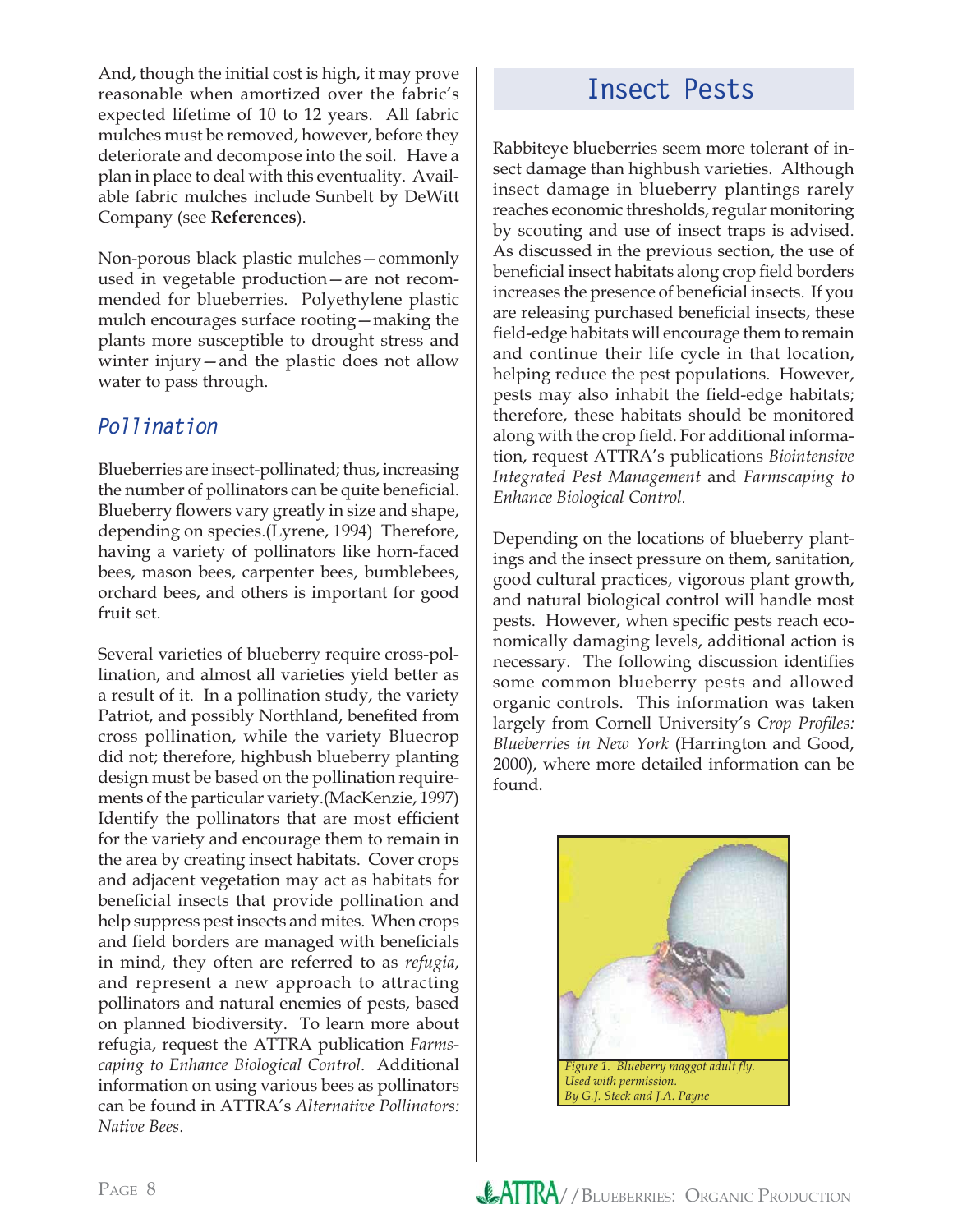And, though the initial cost is high, it may prove reasonable when amortized over the fabric's expected lifetime of 10 to 12 years. All fabric mulches must be removed, however, before they deteriorate and decompose into the soil. Have a plan in place to deal with this eventuality. Available fabric mulches include Sunbelt by DeWitt Company (see **References**).

Non-porous black plastic mulches—commonly used in vegetable production—are not recommended for blueberries. Polyethylene plastic mulch encourages surface rooting—making the plants more susceptible to drought stress and winter injury—and the plastic does not allow water to pass through.

### *Pollination*

Blueberries are insect-pollinated; thus, increasing the number of pollinators can be quite beneficial. Blueberry flowers vary greatly in size and shape, depending on species.(Lyrene, 1994) Therefore, having a variety of pollinators like horn-faced bees, mason bees, carpenter bees, bumblebees, orchard bees, and others is important for good fruit set.

Several varieties of blueberry require cross-pollination, and almost all varieties yield better as a result of it. In a pollination study, the variety Patriot, and possibly Northland, benefited from cross pollination, while the variety Bluecrop did not; therefore, highbush blueberry planting design must be based on the pollination requirements of the particular variety.(MacKenzie, 1997) Identify the pollinators that are most efficient for the variety and encourage them to remain in the area by creating insect habitats. Cover crops and adjacent vegetation may act as habitats for beneficial insects that provide pollination and help suppress pest insects and mites. When crops and field borders are managed with beneficials in mind, they often are referred to as *refugia*, and represent a new approach to attracting pollinators and natural enemies of pests, based on planned biodiversity. To learn more about refugia, request the ATTRA publication *Farmscaping to Enhance Biological Control*. Additional information on using various bees as pollinators can be found in ATTRA's *Alternative Pollinators: Native Bees*.

## Insect Pests

Rabbiteye blueberries seem more tolerant of insect damage than highbush varieties. Although insect damage in blueberry plantings rarely reaches economic thresholds, regular monitoring by scouting and use of insect traps is advised. As discussed in the previous section, the use of beneficial insect habitats along crop field borders increases the presence of beneficial insects. If you are releasing purchased beneficial insects, these field-edge habitats will encourage them to remain and continue their life cycle in that location, helping reduce the pest populations. However, pests may also inhabit the field-edge habitats; therefore, these habitats should be monitored along with the crop field. For additional information, request ATTRA's publications *Biointensive Integrated Pest Management* and *Farmscaping to Enhance Biological Control.*

Depending on the locations of blueberry plantings and the insect pressure on them, sanitation, good cultural practices, vigorous plant growth, and natural biological control will handle most pests. However, when specific pests reach economically damaging levels, additional action is necessary. The following discussion identifies some common blueberry pests and allowed organic controls. This information was taken largely from Cornell University's *Crop Profiles: Blueberries in New York* (Harrington and Good, 2000), where more detailed information can be found.

*Figure 1. Blueberry maggot adult fly. Used with permission. By G.J. Steck and J.A. Payne*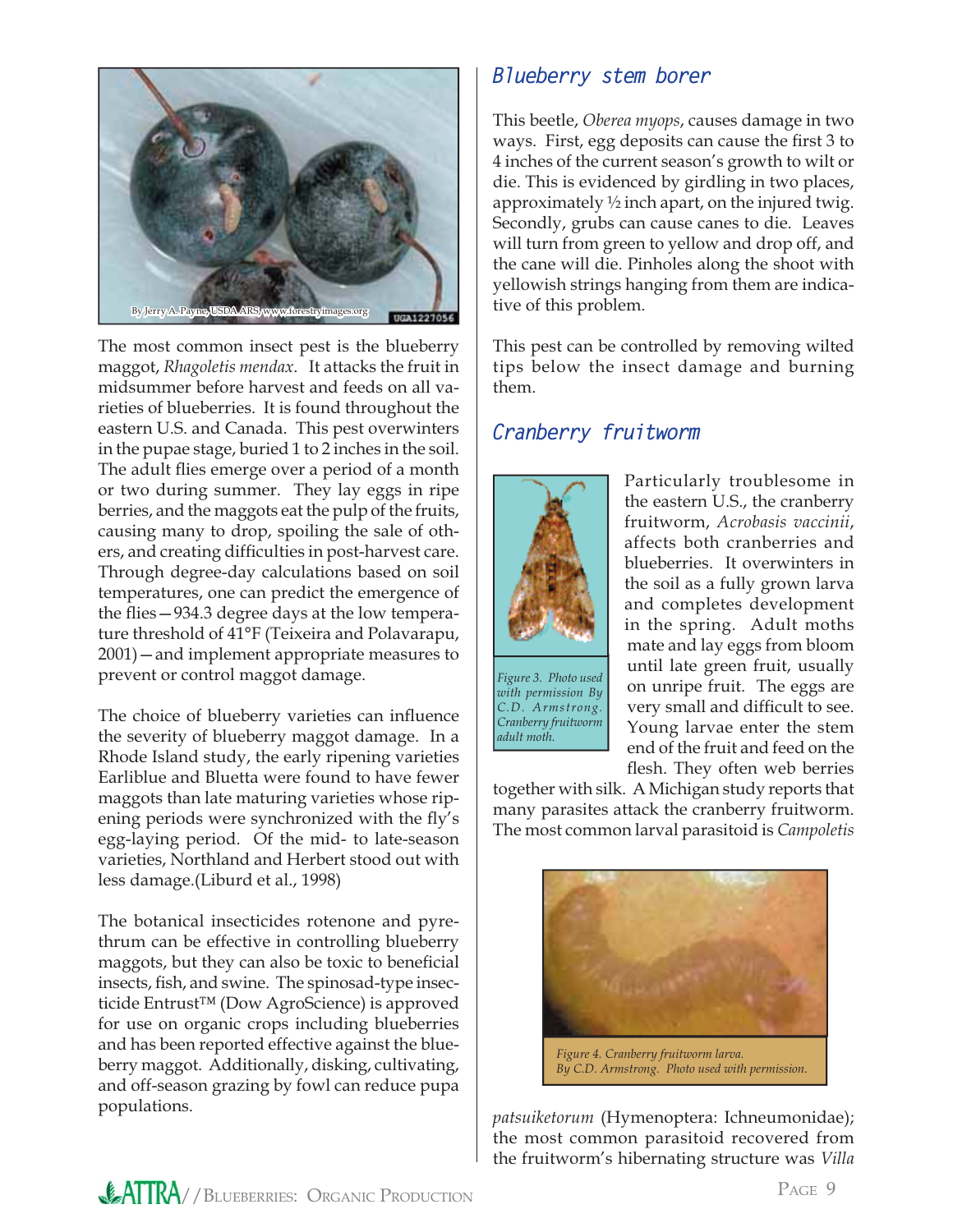By Jerry A. Payne, USDA ARS, www.forestryimages.org UGA1227056

The most common insect pest is the blueberry maggot, *Rhagoletis mendax*. It attacks the fruit in midsummer before harvest and feeds on all varieties of blueberries. It is found throughout the eastern U.S. and Canada. This pest overwinters in the pupae stage, buried 1 to 2 inches in the soil. The adult flies emerge over a period of a month or two during summer. They lay eggs in ripe berries, and the maggots eat the pulp of the fruits, causing many to drop, spoiling the sale of others, and creating difficulties in post-harvest care. Through degree-day calculations based on soil temperatures, one can predict the emergence of the flies—934.3 degree days at the low temperature threshold of 41°F (Teixeira and Polavarapu, 2001)—and implement appropriate measures to prevent or control maggot damage.

The choice of blueberry varieties can influence the severity of blueberry maggot damage. In a Rhode Island study, the early ripening varieties Earliblue and Bluetta were found to have fewer maggots than late maturing varieties whose ripening periods were synchronized with the fly's egg-laying period. Of the mid- to late-season varieties, Northland and Herbert stood out with less damage.(Liburd et al., 1998)

The botanical insecticides rotenone and pyrethrum can be effective in controlling blueberry maggots, but they can also be toxic to beneficial insects, fish, and swine. The spinosad-type insecticide Entrust™ (Dow AgroScience) is approved for use on organic crops including blueberries and has been reported effective against the blueberry maggot. Additionally, disking, cultivating, and off-season grazing by fowl can reduce pupa populations.

## Blueberry stem borer

This beetle, *Oberea myops*, causes damage in two ways. First, egg deposits can cause the first 3 to 4 inches of the current season's growth to wilt or die. This is evidenced by girdling in two places, approximately ½ inch apart, on the injured twig. Secondly, grubs can cause canes to die. Leaves will turn from green to yellow and drop off, and the cane will die. Pinholes along the shoot with yellowish strings hanging from them are indicative of this problem.

This pest can be controlled by removing wilted tips below the insect damage and burning them.

## Cranberry fruitworm

*Figure 3. Photo used with permission By C.D. Armstrong. Cranberry fruitworm adult moth.*

Particularly troublesome in the eastern U.S., the cranberry fruitworm, *Acrobasis vaccinii*, affects both cranberries and blueberries. It overwinters in the soil as a fully grown larva and completes development in the spring. Adult moths mate and lay eggs from bloom until late green fruit, usually on unripe fruit. The eggs are very small and difficult to see. Young larvae enter the stem end of the fruit and feed on the flesh. They often web berries together with silk. A Michigan study reports that many parasites attack the cranberry fruitworm. The most common larval parasitoid is *Campoletis patsuiketorum* (Hymenoptera: Ichneumonidae); the most common parasitoid recovered from the fruitworm's hibernating structure was *Villa*

*Figure 4. Cranberry fruitworm larva. By C.D. Armstrong. Photo used with permission.*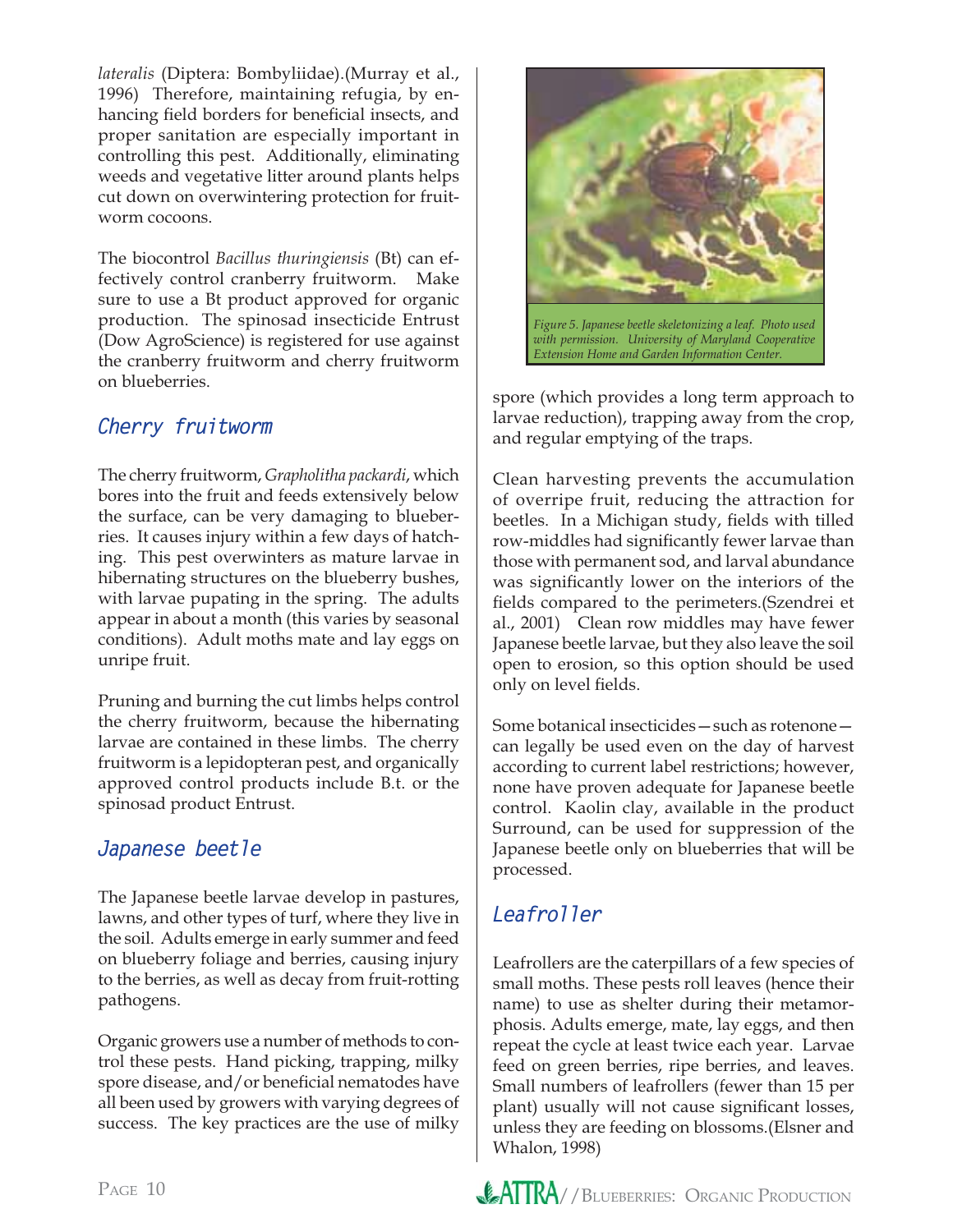*lateralis* (Diptera: Bombyliidae).(Murray et al., 1996) Therefore, maintaining refugia, by enhancing field borders for beneficial insects, and proper sanitation are especially important in controlling this pest. Additionally, eliminating weeds and vegetative litter around plants helps cut down on overwintering protection for fruitworm cocoons.

The biocontrol *Bacillus thuringiensis* (Bt) can effectively control cranberry fruitworm. Make sure to use a Bt product approved for organic production. The spinosad insecticide Entrust (Dow AgroScience) is registered for use against the cranberry fruitworm and cherry fruitworm on blueberries.

## Cherry fruitworm

The cherry fruitworm, *Grapholitha packardi*, which bores into the fruit and feeds extensively below the surface, can be very damaging to blueberries. It causes injury within a few days of hatching. This pest overwinters as mature larvae in hibernating structures on the blueberry bushes, with larvae pupating in the spring. The adults appear in about a month (this varies by seasonal conditions). Adult moths mate and lay eggs on unripe fruit.

Pruning and burning the cut limbs helps control the cherry fruitworm, because the hibernating larvae are contained in these limbs. The cherry fruitworm is a lepidopteran pest, and organically approved control products include B.t. or the spinosad product Entrust.

## Japanese beetle

The Japanese beetle larvae develop in pastures, lawns, and other types of turf, where they live in the soil. Adults emerge in early summer and feed on blueberry foliage and berries, causing injury to the berries, as well as decay from fruit-rotting pathogens.

Organic growers use a number of methods to control these pests. Hand picking, trapping, milky spore disease, and/or beneficial nematodes have all been used by growers with varying degrees of success. The key practices are the use of milky spore (which provides a long term approach to larvae reduction), trapping away from the crop, and regular emptying of the traps.

*Figure 5. Japanese beetle skeletonizing a leaf. Photo used with permission. University of Maryland Cooperative Extension Home and Garden Information Center.*

Clean harvesting prevents the accumulation of overripe fruit, reducing the attraction for beetles. In a Michigan study, fields with tilled row-middles had significantly fewer larvae than those with permanent sod, and larval abundance was significantly lower on the interiors of the fields compared to the perimeters.(Szendrei et al., 2001) Clean row middles may have fewer Japanese beetle larvae, but they also leave the soil open to erosion, so this option should be used only on level fields.

Some botanical insecticides—such as rotenone—can legally be used even on the day of harvest according to current label restrictions; however, none have proven adequate for Japanese beetle control. Kaolin clay, available in the product Surround, can be used for suppression of the Japanese beetle only on blueberries that will be processed.

## Leafroller

Leafrollers are the caterpillars of a few species of small moths. These pests roll leaves (hence their name) to use as shelter during their metamorphosis. Adults emerge, mate, lay eggs, and then repeat the cycle at least twice each year. Larvae feed on green berries, ripe berries, and leaves. Small numbers of leafrollers (fewer than 15 per plant) usually will not cause significant losses, unless they are feeding on blossoms.(Elsner and Whalon, 1998)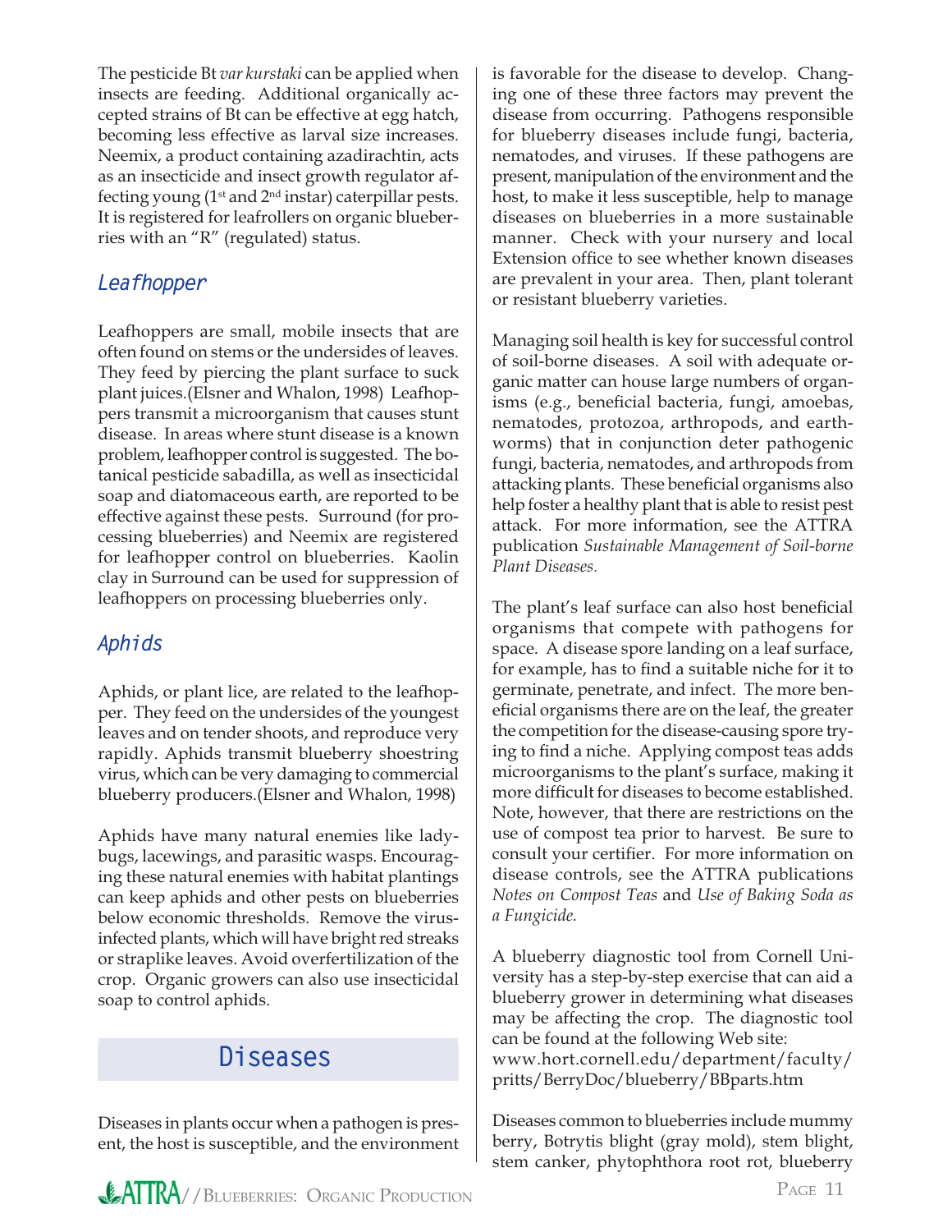The pesticide Bt *var kurstaki* can be applied when insects are feeding. Additional organically accepted strains of Bt can be effective at egg hatch, becoming less effective as larval size increases. Neemix, a product containing azadirachtin, acts as an insecticide and insect growth regulator affecting young (1st and 2nd instar) caterpillar pests. It is registered for leafrollers on organic blueberries with an "R" (regulated) status.

### *Leafhopper*

Leafhoppers are small, mobile insects that are often found on stems or the undersides of leaves. They feed by piercing the plant surface to suck plant juices.(Elsner and Whalon, 1998) Leafhoppers transmit a microorganism that causes stunt disease. In areas where stunt disease is a known problem, leafhopper control is suggested. The botanical pesticide sabadilla, as well as insecticidal soap and diatomaceous earth, are reported to be effective against these pests. Surround (for processing blueberries) and Neemix are registered for leafhopper control on blueberries. Kaolin clay in Surround can be used for suppression of leafhoppers on processing blueberries only.

### *Aphids*

Aphids, or plant lice, are related to the leafhopper. They feed on the undersides of the youngest leaves and on tender shoots, and reproduce very rapidly. Aphids transmit blueberry shoestring virus, which can be very damaging to commercial blueberry producers.(Elsner and Whalon, 1998)

Aphids have many natural enemies like ladybugs, lacewings, and parasitic wasps. Encouraging these natural enemies with habitat plantings can keep aphids and other pests on blueberries below economic thresholds. Remove the virus-infected plants, which will have bright red streaks or straplike leaves. Avoid overfertilization of the crop. Organic growers can also use insecticidal soap to control aphids.

## Diseases

Diseases in plants occur when a pathogen is present, the host is susceptible, and the environment is favorable for the disease to develop. Changing one of these three factors may prevent the disease from occurring. Pathogens responsible for blueberry diseases include fungi, bacteria, nematodes, and viruses. If these pathogens are present, manipulation of the environment and the host, to make it less susceptible, help to manage diseases on blueberries in a more sustainable manner. Check with your nursery and local Extension office to see whether known diseases are prevalent in your area. Then, plant tolerant or resistant blueberry varieties.

Managing soil health is key for successful control of soil-borne diseases. A soil with adequate organic matter can house large numbers of organisms (e.g., beneficial bacteria, fungi, amoebas, nematodes, protozoa, arthropods, and earthworms) that in conjunction deter pathogenic fungi, bacteria, nematodes, and arthropods from attacking plants. These beneficial organisms also help foster a healthy plant that is able to resist pest attack. For more information, see the ATTRA publication *Sustainable Management of Soil-borne Plant Diseases.*

The plant's leaf surface can also host beneficial organisms that compete with pathogens for space. A disease spore landing on a leaf surface, for example, has to find a suitable niche for it to germinate, penetrate, and infect. The more beneficial organisms there are on the leaf, the greater the competition for the disease-causing spore trying to find a niche. Applying compost teas adds microorganisms to the plant's surface, making it more difficult for diseases to become established. Note, however, that there are restrictions on the use of compost tea prior to harvest. Be sure to consult your certifier. For more information on disease controls, see the ATTRA publications *Notes on Compost Teas* and *Use of Baking Soda as a Fungicide.*

A blueberry diagnostic tool from Cornell University has a step-by-step exercise that can aid a blueberry grower in determining what diseases may be affecting the crop. The diagnostic tool can be found at the following Web site: www.hort.cornell.edu/department/faculty/pritts/BerryDoc/blueberry/BBparts.htm

Diseases common to blueberries include mummy berry, Botrytis blight (gray mold), stem blight, stem canker, phytophthora root rot, blueberry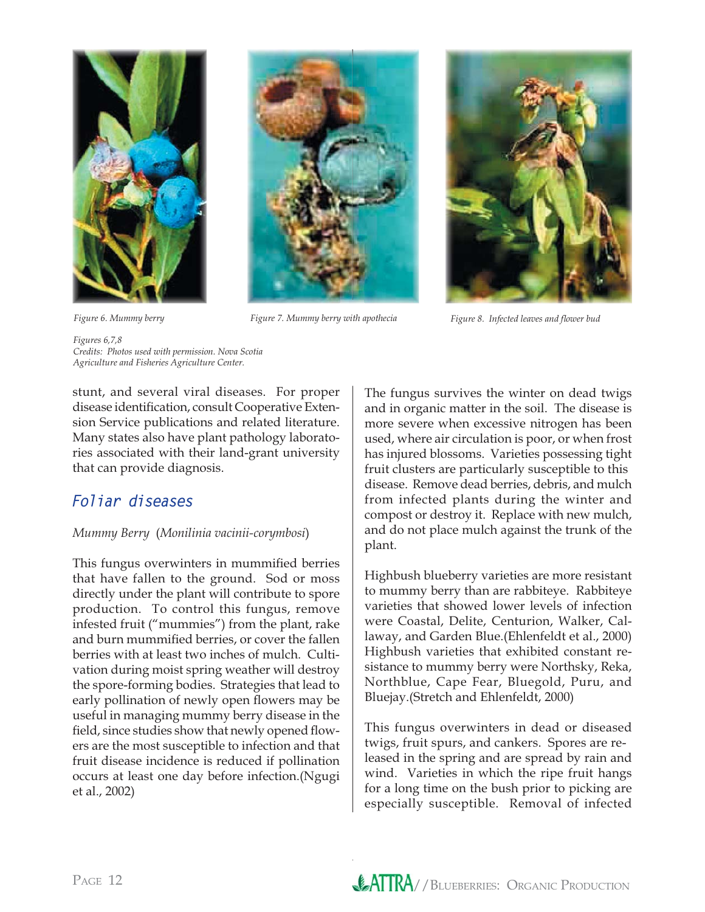Figure 6. Mummy berry

Figure 7. Mummy berry with apothecia

Figure 8. Infected leaves and flower bud

Figures 6,7,8
Credits: Photos used with permission. Nova Scotia Agriculture and Fisheries Agriculture Center.

stunt, and several viral diseases. For proper disease identification, consult Cooperative Extension Service publications and related literature. Many states also have plant pathology laboratories associated with their land-grant university that can provide diagnosis.

## Foliar diseases

*Mummy Berry* (*Monilinia vacinii-corymbosi*)

This fungus overwinters in mummified berries that have fallen to the ground. Sod or moss directly under the plant will contribute to spore production. To control this fungus, remove infested fruit ("mummies") from the plant, rake and burn mummified berries, or cover the fallen berries with at least two inches of mulch. Cultivation during moist spring weather will destroy the spore-forming bodies. Strategies that lead to early pollination of newly open flowers may be useful in managing mummy berry disease in the field, since studies show that newly opened flowers are the most susceptible to infection and that fruit disease incidence is reduced if pollination occurs at least one day before infection.(Ngugi et al., 2002)

The fungus survives the winter on dead twigs and in organic matter in the soil. The disease is more severe when excessive nitrogen has been used, where air circulation is poor, or when frost has injured blossoms. Varieties possessing tight fruit clusters are particularly susceptible to this disease. Remove dead berries, debris, and mulch from infected plants during the winter and compost or destroy it. Replace with new mulch, and do not place mulch against the trunk of the plant.

Highbush blueberry varieties are more resistant to mummy berry than are rabbiteye. Rabbiteye varieties that showed lower levels of infection were Coastal, Delite, Centurion, Walker, Callaway, and Garden Blue.(Ehlenfeldt et al., 2000) Highbush varieties that exhibited constant resistance to mummy berry were Northsky, Reka, Northblue, Cape Fear, Bluegold, Puru, and Bluejay.(Stretch and Ehlenfeldt, 2000)

This fungus overwinters in dead or diseased twigs, fruit spurs, and cankers. Spores are released in the spring and are spread by rain and wind. Varieties in which the ripe fruit hangs for a long time on the bush prior to picking are especially susceptible. Removal of infected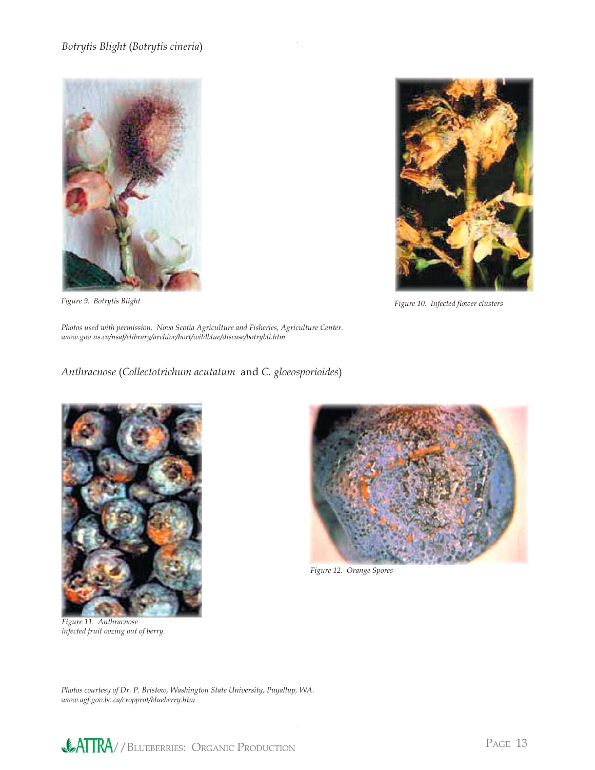*Botrytis Blight* (*Botrytis cineria*)

*Figure 9. Botrytis Blight*

*Figure 10. Infected flower clusters*

*Photos used with permission. Nova Scotia Agriculture and Fisheries, Agriculture Center. www.gov.ns.ca/nsaf/elibrary/archive/hort/wildblue/disease/botrybli.htm*

*Anthracnose* (*Collectotrichum acutatum* and *C. gloeosporioides*)

*Figure 11. Anthracnose infected fruit oozing out of berry.*

*Figure 12. Orange Spores*

*Photos courtesy of Dr. P. Bristow, Washington State University, Puyallup, WA. www.agf.gov.bc.ca/cropprot/blueberry.htm*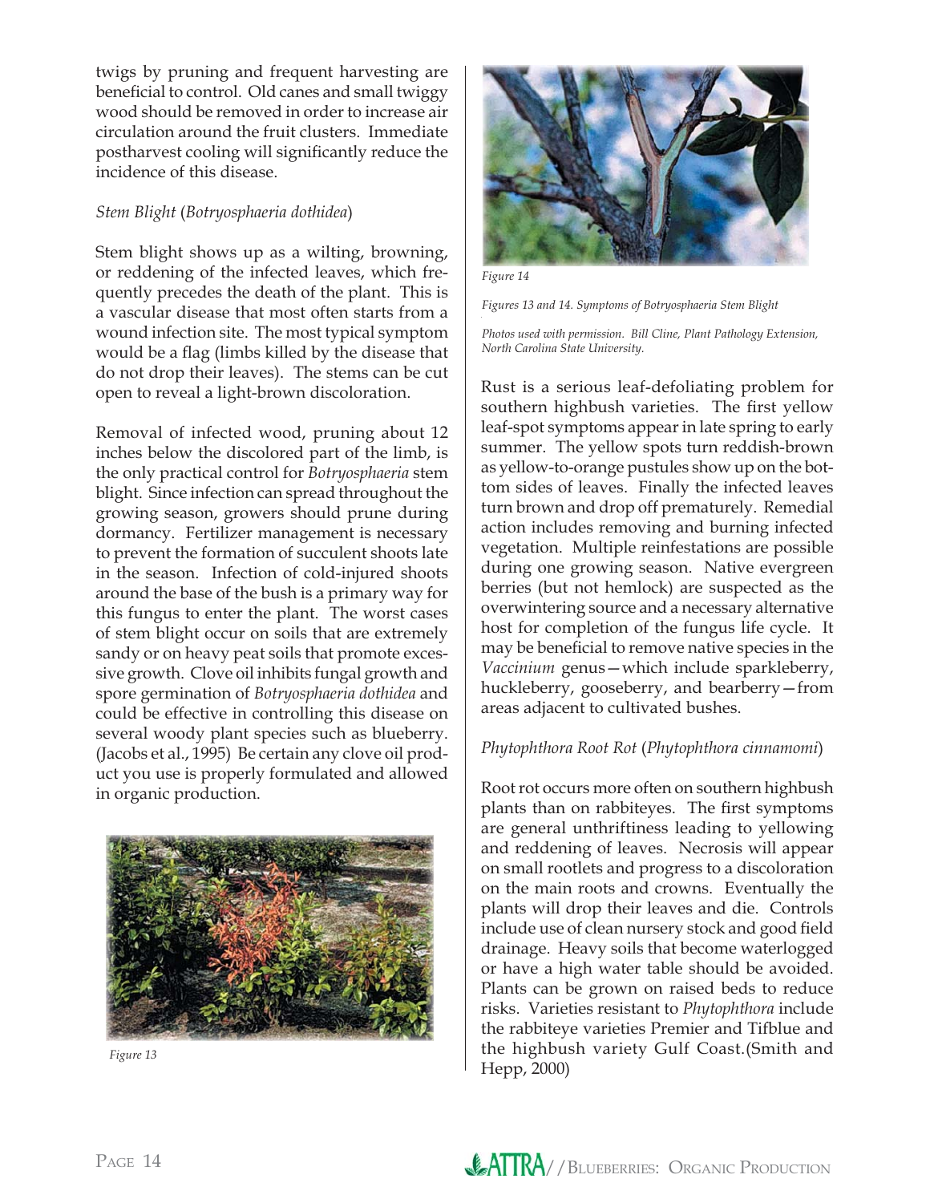twigs by pruning and frequent harvesting are beneficial to control. Old canes and small twiggy wood should be removed in order to increase air circulation around the fruit clusters. Immediate postharvest cooling will significantly reduce the incidence of this disease.

*Stem Blight* (*Botryosphaeria dothidea*)

Stem blight shows up as a wilting, browning, or reddening of the infected leaves, which frequently precedes the death of the plant. This is a vascular disease that most often starts from a wound infection site. The most typical symptom would be a flag (limbs killed by the disease that do not drop their leaves). The stems can be cut open to reveal a light-brown discoloration.

Removal of infected wood, pruning about 12 inches below the discolored part of the limb, is the only practical control for *Botryosphaeria* stem blight. Since infection can spread throughout the growing season, growers should prune during dormancy. Fertilizer management is necessary to prevent the formation of succulent shoots late in the season. Infection of cold-injured shoots around the base of the bush is a primary way for this fungus to enter the plant. The worst cases of stem blight occur on soils that are extremely sandy or on heavy peat soils that promote excessive growth. Clove oil inhibits fungal growth and spore germination of *Botryosphaeria dothidea* and could be effective in controlling this disease on several woody plant species such as blueberry. (Jacobs et al., 1995) Be certain any clove oil product you use is properly formulated and allowed in organic production.

*Figure 13*

*Figure 14*

*Figures 13 and 14. Symptoms of Botryosphaeria Stem Blight*

*Photos used with permission. Bill Cline, Plant Pathology Extension, North Carolina State University.*

Rust is a serious leaf-defoliating problem for southern highbush varieties. The first yellow leaf-spot symptoms appear in late spring to early summer. The yellow spots turn reddish-brown as yellow-to-orange pustules show up on the bottom sides of leaves. Finally the infected leaves turn brown and drop off prematurely. Remedial action includes removing and burning infected vegetation. Multiple reinfestations are possible during one growing season. Native evergreen berries (but not hemlock) are suspected as the overwintering source and a necessary alternative host for completion of the fungus life cycle. It may be beneficial to remove native species in the *Vaccinium* genus—which include sparkleberry, huckleberry, gooseberry, and bearberry—from areas adjacent to cultivated bushes.

*Phytophthora Root Rot* (*Phytophthora cinnamomi*)

Root rot occurs more often on southern highbush plants than on rabbiteyes. The first symptoms are general unthriftiness leading to yellowing and reddening of leaves. Necrosis will appear on small rootlets and progress to a discoloration on the main roots and crowns. Eventually the plants will drop their leaves and die. Controls include use of clean nursery stock and good field drainage. Heavy soils that become waterlogged or have a high water table should be avoided. Plants can be grown on raised beds to reduce risks. Varieties resistant to *Phytophthora* include the rabbiteye varieties Premier and Tifblue and the highbush variety Gulf Coast.(Smith and Hepp, 2000)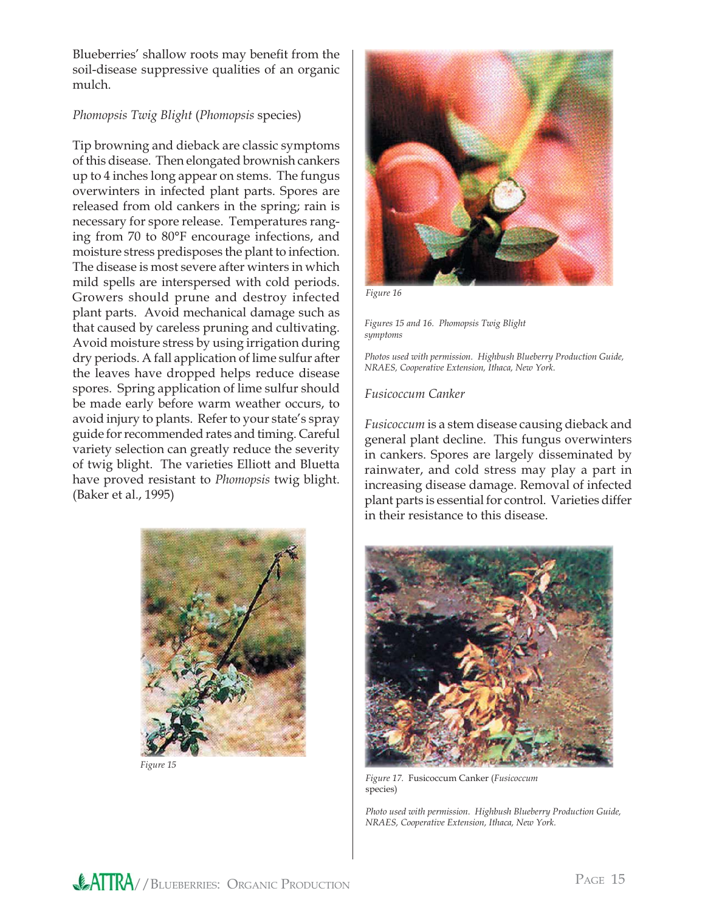Blueberries' shallow roots may benefit from the soil-disease suppressive qualities of an organic mulch.

*Phomopsis Twig Blight* (*Phomopsis* species)

Tip browning and dieback are classic symptoms of this disease. Then elongated brownish cankers up to 4 inches long appear on stems. The fungus overwinters in infected plant parts. Spores are released from old cankers in the spring; rain is necessary for spore release. Temperatures ranging from 70 to 80°F encourage infections, and moisture stress predisposes the plant to infection. The disease is most severe after winters in which mild spells are interspersed with cold periods. Growers should prune and destroy infected plant parts. Avoid mechanical damage such as that caused by careless pruning and cultivating. Avoid moisture stress by using irrigation during dry periods. A fall application of lime sulfur after the leaves have dropped helps reduce disease spores. Spring application of lime sulfur should be made early before warm weather occurs, to avoid injury to plants. Refer to your state's spray guide for recommended rates and timing. Careful variety selection can greatly reduce the severity of twig blight. The varieties Elliott and Bluetta have proved resistant to *Phomopsis* twig blight. (Baker et al., 1995)

*Figure 15*

*Figure 16*

*Figures 15 and 16. Phomopsis Twig Blight symptoms*

*Photos used with permission. Highbush Blueberry Production Guide, NRAES, Cooperative Extension, Ithaca, New York.*

*Fusicoccum Canker*

*Fusicoccum* is a stem disease causing dieback and general plant decline. This fungus overwinters in cankers. Spores are largely disseminated by rainwater, and cold stress may play a part in increasing disease damage. Removal of infected plant parts is essential for control. Varieties differ in their resistance to this disease.

*Figure 17.* Fusicoccum Canker (*Fusicoccum* species)

*Photo used with permission. Highbush Blueberry Production Guide, NRAES, Cooperative Extension, Ithaca, New York.*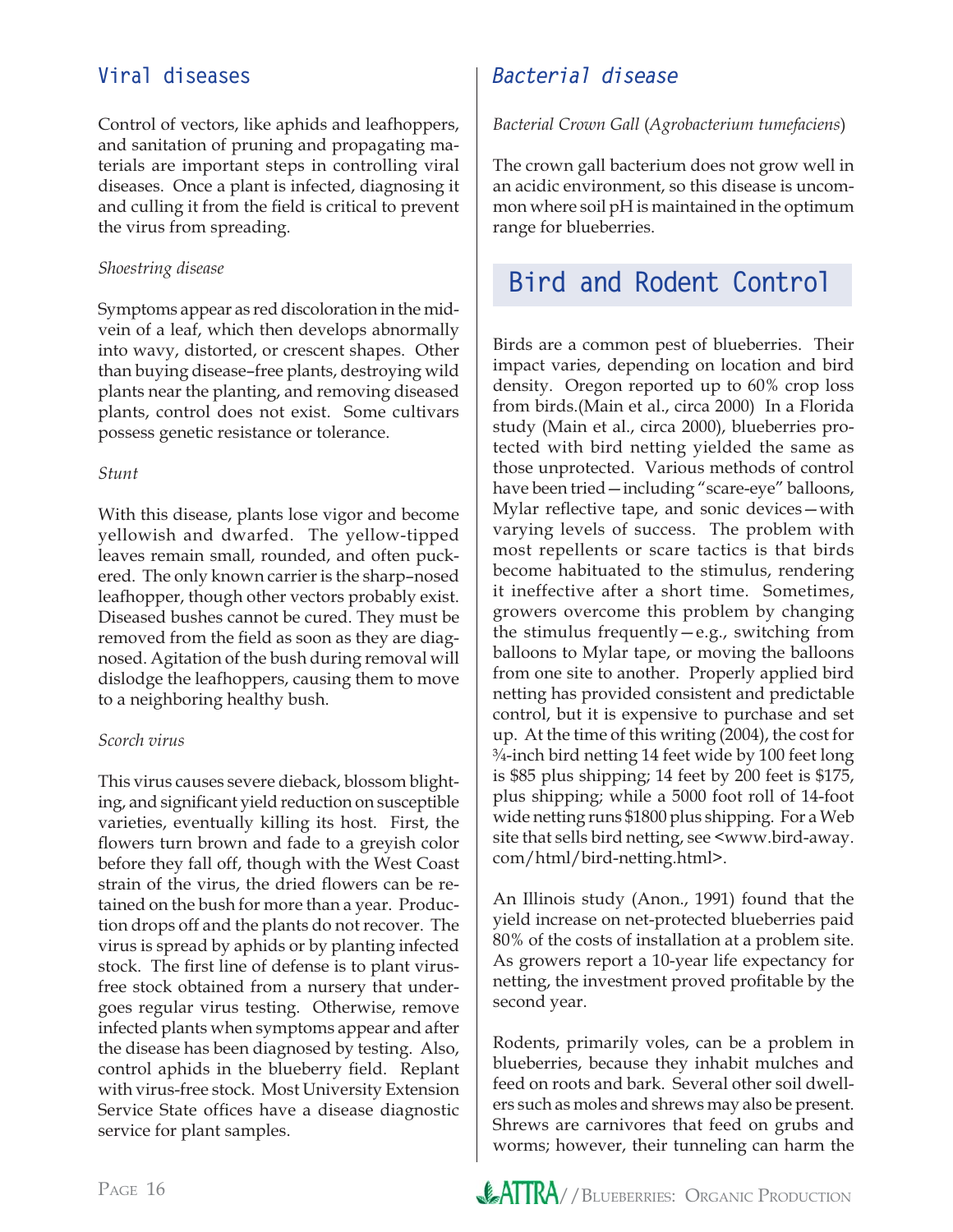## Viral diseases

Control of vectors, like aphids and leafhoppers, and sanitation of pruning and propagating materials are important steps in controlling viral diseases. Once a plant is infected, diagnosing it and culling it from the field is critical to prevent the virus from spreading.

*Shoestring disease*

Symptoms appear as red discoloration in the midvein of a leaf, which then develops abnormally into wavy, distorted, or crescent shapes. Other than buying disease–free plants, destroying wild plants near the planting, and removing diseased plants, control does not exist. Some cultivars possess genetic resistance or tolerance.

*Stunt*

With this disease, plants lose vigor and become yellowish and dwarfed. The yellow-tipped leaves remain small, rounded, and often puckered. The only known carrier is the sharp–nosed leafhopper, though other vectors probably exist. Diseased bushes cannot be cured. They must be removed from the field as soon as they are diagnosed. Agitation of the bush during removal will dislodge the leafhoppers, causing them to move to a neighboring healthy bush.

*Scorch virus*

This virus causes severe dieback, blossom blighting, and significant yield reduction on susceptible varieties, eventually killing its host. First, the flowers turn brown and fade to a greyish color before they fall off, though with the West Coast strain of the virus, the dried flowers can be retained on the bush for more than a year. Production drops off and the plants do not recover. The virus is spread by aphids or by planting infected stock. The first line of defense is to plant virus-free stock obtained from a nursery that undergoes regular virus testing. Otherwise, remove infected plants when symptoms appear and after the disease has been diagnosed by testing. Also, control aphids in the blueberry field. Replant with virus-free stock. Most University Extension Service State offices have a disease diagnostic service for plant samples.

## *Bacterial disease*

*Bacterial Crown Gall* (*Agrobacterium tumefaciens*)

The crown gall bacterium does not grow well in an acidic environment, so this disease is uncommon where soil pH is maintained in the optimum range for blueberries.

# Bird and Rodent Control

Birds are a common pest of blueberries. Their impact varies, depending on location and bird density. Oregon reported up to 60% crop loss from birds.(Main et al., circa 2000) In a Florida study (Main et al., circa 2000), blueberries protected with bird netting yielded the same as those unprotected. Various methods of control have been tried—including "scare-eye" balloons, Mylar reflective tape, and sonic devices—with varying levels of success. The problem with most repellents or scare tactics is that birds become habituated to the stimulus, rendering it ineffective after a short time. Sometimes, growers overcome this problem by changing the stimulus frequently—e.g., switching from balloons to Mylar tape, or moving the balloons from one site to another. Properly applied bird netting has provided consistent and predictable control, but it is expensive to purchase and set up. At the time of this writing (2004), the cost for ¾-inch bird netting 14 feet wide by 100 feet long is $85 plus shipping; 14 feet by 200 feet is $175, plus shipping; while a 5000 foot roll of 14-foot wide netting runs $1800 plus shipping. For a Web site that sells bird netting, see <www.bird-away.com/html/bird-netting.html>.

An Illinois study (Anon., 1991) found that the yield increase on net-protected blueberries paid 80% of the costs of installation at a problem site. As growers report a 10-year life expectancy for netting, the investment proved profitable by the second year.

Rodents, primarily voles, can be a problem in blueberries, because they inhabit mulches and feed on roots and bark. Several other soil dwellers such as moles and shrews may also be present. Shrews are carnivores that feed on grubs and worms; however, their tunneling can harm the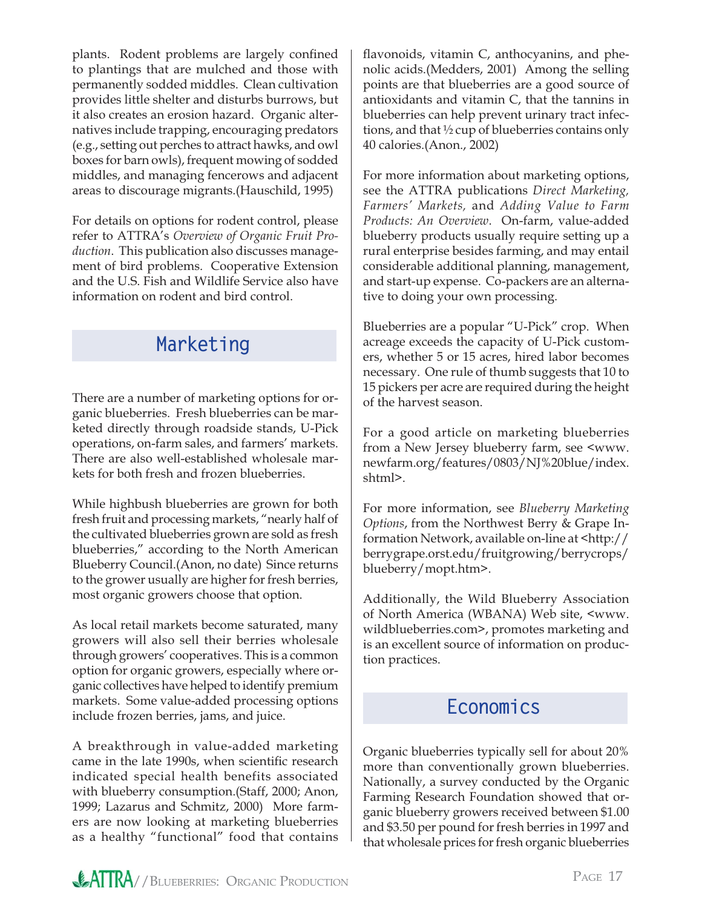plants. Rodent problems are largely confined to plantings that are mulched and those with permanently sodded middles. Clean cultivation provides little shelter and disturbs burrows, but it also creates an erosion hazard. Organic alternatives include trapping, encouraging predators (e.g., setting out perches to attract hawks, and owl boxes for barn owls), frequent mowing of sodded middles, and managing fencerows and adjacent areas to discourage migrants.(Hauschild, 1995)

For details on options for rodent control, please refer to ATTRA's *Overview of Organic Fruit Production*. This publication also discusses management of bird problems. Cooperative Extension and the U.S. Fish and Wildlife Service also have information on rodent and bird control.

## Marketing

There are a number of marketing options for organic blueberries. Fresh blueberries can be marketed directly through roadside stands, U-Pick operations, on-farm sales, and farmers' markets. There are also well-established wholesale markets for both fresh and frozen blueberries.

While highbush blueberries are grown for both fresh fruit and processing markets, "nearly half of the cultivated blueberries grown are sold as fresh blueberries," according to the North American Blueberry Council.(Anon, no date) Since returns to the grower usually are higher for fresh berries, most organic growers choose that option.

As local retail markets become saturated, many growers will also sell their berries wholesale through growers' cooperatives. This is a common option for organic growers, especially where organic collectives have helped to identify premium markets. Some value-added processing options include frozen berries, jams, and juice.

A breakthrough in value-added marketing came in the late 1990s, when scientific research indicated special health benefits associated with blueberry consumption.(Staff, 2000; Anon, 1999; Lazarus and Schmitz, 2000) More farmers are now looking at marketing blueberries as a healthy "functional" food that contains flavonoids, vitamin C, anthocyanins, and phenolic acids.(Medders, 2001) Among the selling points are that blueberries are a good source of antioxidants and vitamin C, that the tannins in blueberries can help prevent urinary tract infections, and that ½ cup of blueberries contains only 40 calories.(Anon., 2002)

For more information about marketing options, see the ATTRA publications *Direct Marketing, Farmers' Markets,* and *Adding Value to Farm Products: An Overview*. On-farm, value-added blueberry products usually require setting up a rural enterprise besides farming, and may entail considerable additional planning, management, and start-up expense. Co-packers are an alternative to doing your own processing.

Blueberries are a popular "U-Pick" crop. When acreage exceeds the capacity of U-Pick customers, whether 5 or 15 acres, hired labor becomes necessary. One rule of thumb suggests that 10 to 15 pickers per acre are required during the height of the harvest season.

For a good article on marketing blueberries from a New Jersey blueberry farm, see <www.newfarm.org/features/0803/NJ%20blue/index.shtml>.

For more information, see *Blueberry Marketing Options*, from the Northwest Berry & Grape Information Network, available on-line at <http://berrygrape.orst.edu/fruitgrowing/berrycrops/blueberry/mopt.htm>.

Additionally, the Wild Blueberry Association of North America (WBANA) Web site, <www.wildblueberries.com>, promotes marketing and is an excellent source of information on production practices.

## Economics

Organic blueberries typically sell for about 20% more than conventionally grown blueberries. Nationally, a survey conducted by the Organic Farming Research Foundation showed that organic blueberry growers received between $1.00 and $3.50 per pound for fresh berries in 1997 and that wholesale prices for fresh organic blueberries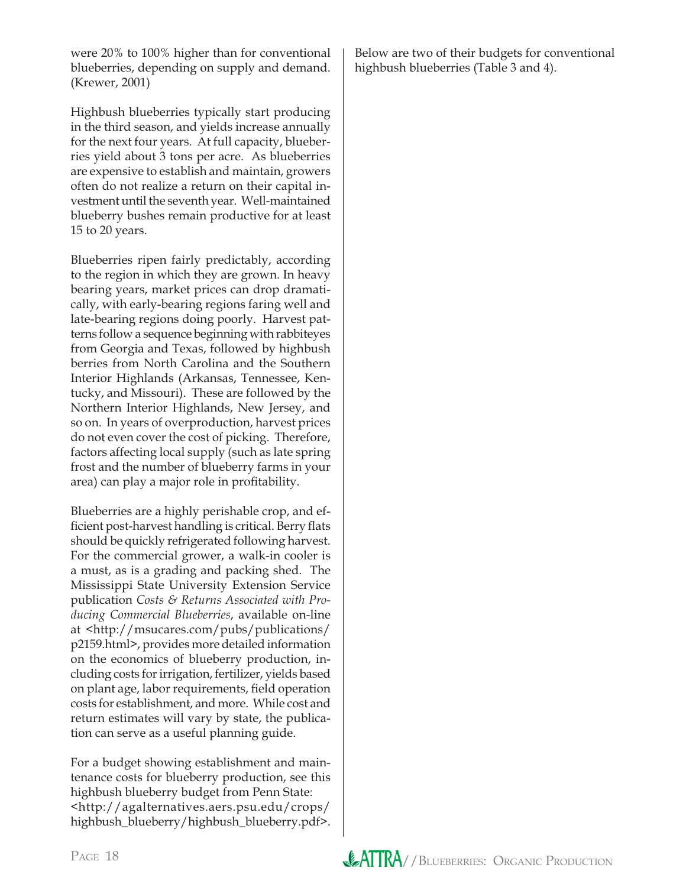were 20% to 100% higher than for conventional blueberries, depending on supply and demand. (Krewer, 2001)

Highbush blueberries typically start producing in the third season, and yields increase annually for the next four years. At full capacity, blueberries yield about 3 tons per acre. As blueberries are expensive to establish and maintain, growers often do not realize a return on their capital investment until the seventh year. Well-maintained blueberry bushes remain productive for at least 15 to 20 years.

Blueberries ripen fairly predictably, according to the region in which they are grown. In heavy bearing years, market prices can drop dramatically, with early-bearing regions faring well and late-bearing regions doing poorly. Harvest patterns follow a sequence beginning with rabbiteyes from Georgia and Texas, followed by highbush berries from North Carolina and the Southern Interior Highlands (Arkansas, Tennessee, Kentucky, and Missouri). These are followed by the Northern Interior Highlands, New Jersey, and so on. In years of overproduction, harvest prices do not even cover the cost of picking. Therefore, factors affecting local supply (such as late spring frost and the number of blueberry farms in your area) can play a major role in profitability.

Blueberries are a highly perishable crop, and efficient post-harvest handling is critical. Berry flats should be quickly refrigerated following harvest. For the commercial grower, a walk-in cooler is a must, as is a grading and packing shed. The Mississippi State University Extension Service publication *Costs & Returns Associated with Producing Commercial Blueberries*, available on-line at <http://msucares.com/pubs/publications/p2159.html>, provides more detailed information on the economics of blueberry production, including costs for irrigation, fertilizer, yields based on plant age, labor requirements, field operation costs for establishment, and more. While cost and return estimates will vary by state, the publication can serve as a useful planning guide.

For a budget showing establishment and maintenance costs for blueberry production, see this highbush blueberry budget from Penn State: <http://agalternatives.aers.psu.edu/crops/highbush_blueberry/highbush_blueberry.pdf>. Below are two of their budgets for conventional highbush blueberries (Table 3 and 4).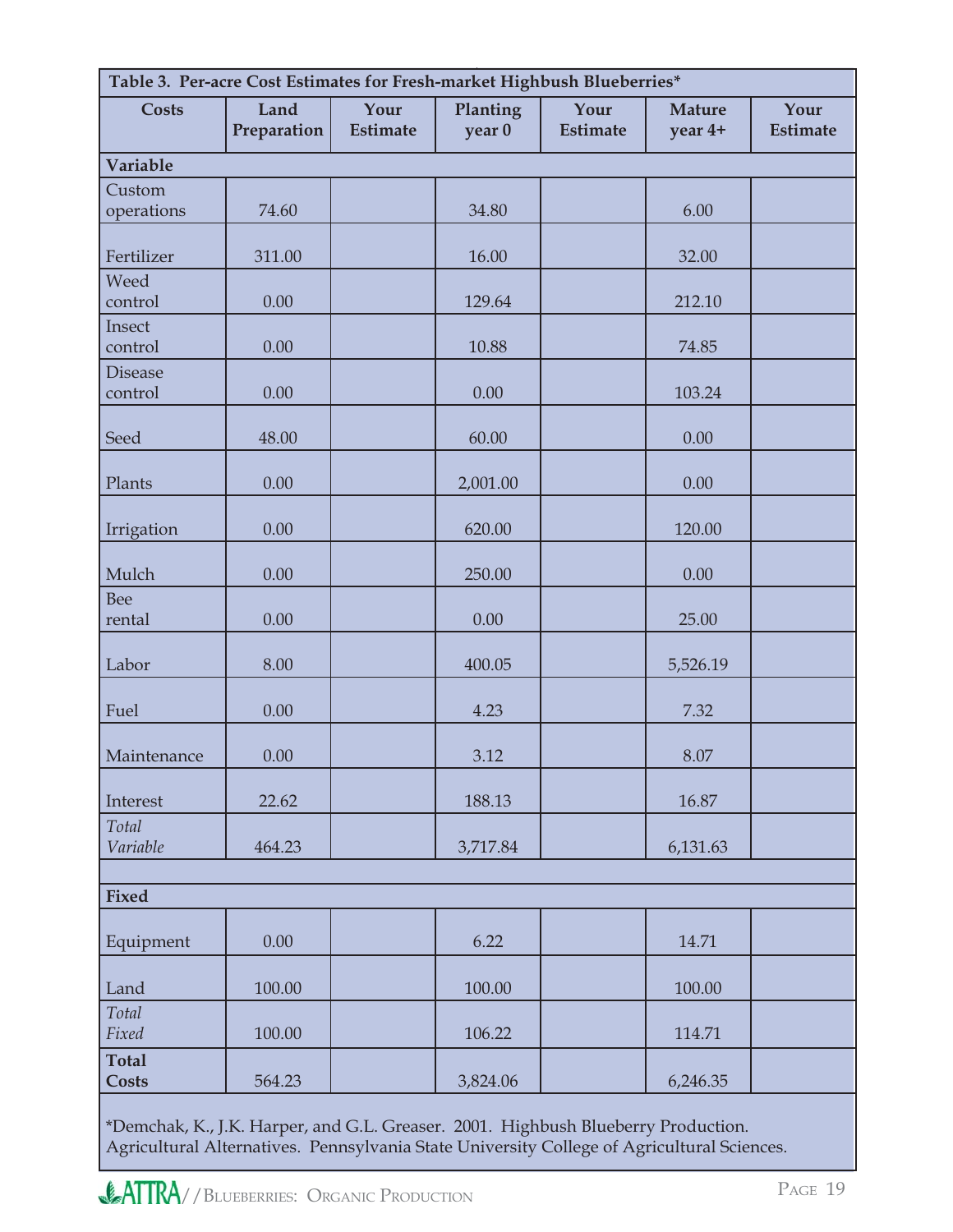| Table 3. Per-acre Cost Estimates for Fresh-market Highbush Blueberries* | | | | | | |
|---|---|---|---|---|---|---|
| **Costs** | **Land Preparation** | **Your Estimate** | **Planting year 0** | **Your Estimate** | **Mature year 4+** | **Your Estimate** |
| **Variable** | | | | | | |
| Custom operations | 74.60 | | 34.80 | | 6.00 | |
| Fertilizer | 311.00 | | 16.00 | | 32.00 | |
| Weed control | 0.00 | | 129.64 | | 212.10 | |
| Insect control | 0.00 | | 10.88 | | 74.85 | |
| Disease control | 0.00 | | 0.00 | | 103.24 | |
| Seed | 48.00 | | 60.00 | | 0.00 | |
| Plants | 0.00 | | 2,001.00 | | 0.00 | |
| Irrigation | 0.00 | | 620.00 | | 120.00 | |
| Mulch | 0.00 | | 250.00 | | 0.00 | |
| Bee rental | 0.00 | | 0.00 | | 25.00 | |
| Labor | 8.00 | | 400.05 | | 5,526.19 | |
| Fuel | 0.00 | | 4.23 | | 7.32 | |
| Maintenance | 0.00 | | 3.12 | | 8.07 | |
| Interest | 22.62 | | 188.13 | | 16.87 | |
| *Total Variable* | 464.23 | | 3,717.84 | | 6,131.63 | |
| | | | | | | |
| **Fixed** | | | | | | |
| Equipment | 0.00 | | 6.22 | | 14.71 | |
| Land | 100.00 | | 100.00 | | 100.00 | |
| *Total Fixed* | 100.00 | | 106.22 | | 114.71 | |
| **Total Costs** | 564.23 | | 3,824.06 | | 6,246.35 | |

*Demchak, K., J.K. Harper, and G.L. Greaser. 2001. Highbush Blueberry Production. Agricultural Alternatives. Pennsylvania State University College of Agricultural Sciences.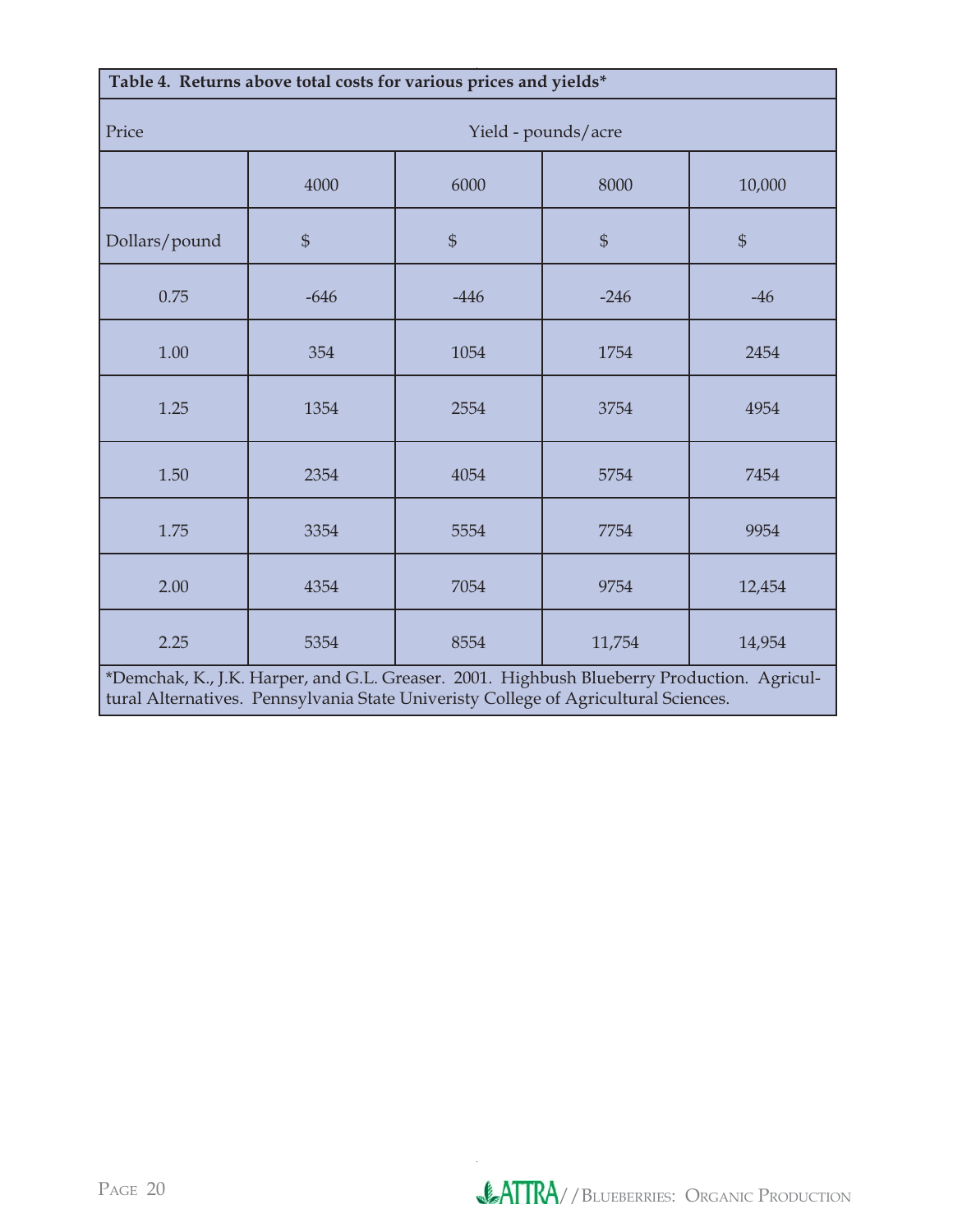**Table 4. Returns above total costs for various prices and yields***

| Price | Yield - pounds/acre | | | |
|---|---|---|---|---|
| | 4000 | 6000 | 8000 | 10,000 |
| Dollars/pound | $ | $ | $ | $ |
| 0.75 | -646 | -446 | -246 | -46 |
| 1.00 | 354 | 1054 | 1754 | 2454 |
| 1.25 | 1354 | 2554 | 3754 | 4954 |
| 1.50 | 2354 | 4054 | 5754 | 7454 |
| 1.75 | 3354 | 5554 | 7754 | 9954 |
| 2.00 | 4354 | 7054 | 9754 | 12,454 |
| 2.25 | 5354 | 8554 | 11,754 | 14,954 |

*Demchak, K., J.K. Harper, and G.L. Greaser. 2001. Highbush Blueberry Production. Agricultural Alternatives. Pennsylvania State Univeristy College of Agricultural Sciences.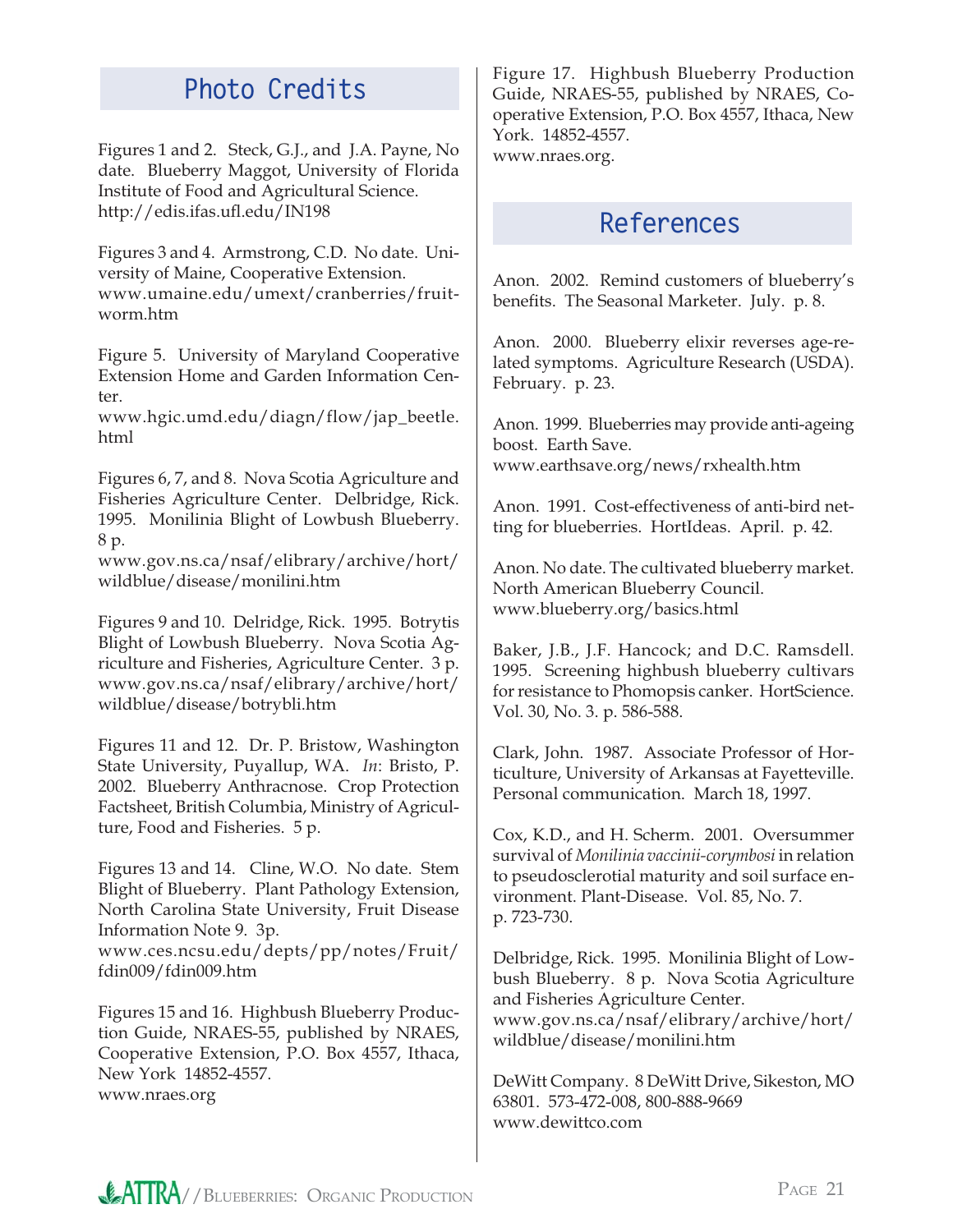## Photo Credits

Figures 1 and 2. Steck, G.J., and J.A. Payne, No date. Blueberry Maggot, University of Florida Institute of Food and Agricultural Science. http://edis.ifas.ufl.edu/IN198

Figures 3 and 4. Armstrong, C.D. No date. University of Maine, Cooperative Extension. www.umaine.edu/umext/cranberries/fruitworm.htm

Figure 5. University of Maryland Cooperative Extension Home and Garden Information Center. www.hgic.umd.edu/diagn/flow/jap_beetle.html

Figures 6, 7, and 8. Nova Scotia Agriculture and Fisheries Agriculture Center. Delbridge, Rick. 1995. Monilinia Blight of Lowbush Blueberry. 8 p. www.gov.ns.ca/nsaf/elibrary/archive/hort/wildblue/disease/monilini.htm

Figures 9 and 10. Delridge, Rick. 1995. Botrytis Blight of Lowbush Blueberry. Nova Scotia Agriculture and Fisheries, Agriculture Center. 3 p. www.gov.ns.ca/nsaf/elibrary/archive/hort/wildblue/disease/botrybli.htm

Figures 11 and 12. Dr. P. Bristow, Washington State University, Puyallup, WA. *In*: Bristo, P. 2002. Blueberry Anthracnose. Crop Protection Factsheet, British Columbia, Ministry of Agriculture, Food and Fisheries. 5 p.

Figures 13 and 14. Cline, W.O. No date. Stem Blight of Blueberry. Plant Pathology Extension, North Carolina State University, Fruit Disease Information Note 9. 3p. www.ces.ncsu.edu/depts/pp/notes/Fruit/fdin009/fdin009.htm

Figures 15 and 16. Highbush Blueberry Production Guide, NRAES-55, published by NRAES, Cooperative Extension, P.O. Box 4557, Ithaca, New York 14852-4557. www.nraes.org

Figure 17. Highbush Blueberry Production Guide, NRAES-55, published by NRAES, Cooperative Extension, P.O. Box 4557, Ithaca, New York. 14852-4557. www.nraes.org.

## References

Anon. 2002. Remind customers of blueberry's benefits. The Seasonal Marketer. July. p. 8.

Anon. 2000. Blueberry elixir reverses age-related symptoms. Agriculture Research (USDA). February. p. 23.

Anon. 1999. Blueberries may provide anti-ageing boost. Earth Save. www.earthsave.org/news/rxhealth.htm

Anon. 1991. Cost-effectiveness of anti-bird netting for blueberries. HortIdeas. April. p. 42.

Anon. No date. The cultivated blueberry market. North American Blueberry Council. www.blueberry.org/basics.html

Baker, J.B., J.F. Hancock; and D.C. Ramsdell. 1995. Screening highbush blueberry cultivars for resistance to Phomopsis canker. HortScience. Vol. 30, No. 3. p. 586-588.

Clark, John. 1987. Associate Professor of Horticulture, University of Arkansas at Fayetteville. Personal communication. March 18, 1997.

Cox, K.D., and H. Scherm. 2001. Oversummer survival of *Monilinia vaccinii-corymbosi* in relation to pseudosclerotial maturity and soil surface environment. Plant-Disease. Vol. 85, No. 7. p. 723-730.

Delbridge, Rick. 1995. Monilinia Blight of Lowbush Blueberry. 8 p. Nova Scotia Agriculture and Fisheries Agriculture Center. www.gov.ns.ca/nsaf/elibrary/archive/hort/wildblue/disease/monilini.htm

DeWitt Company. 8 DeWitt Drive, Sikeston, MO 63801. 573-472-008, 800-888-9669 www.dewittco.com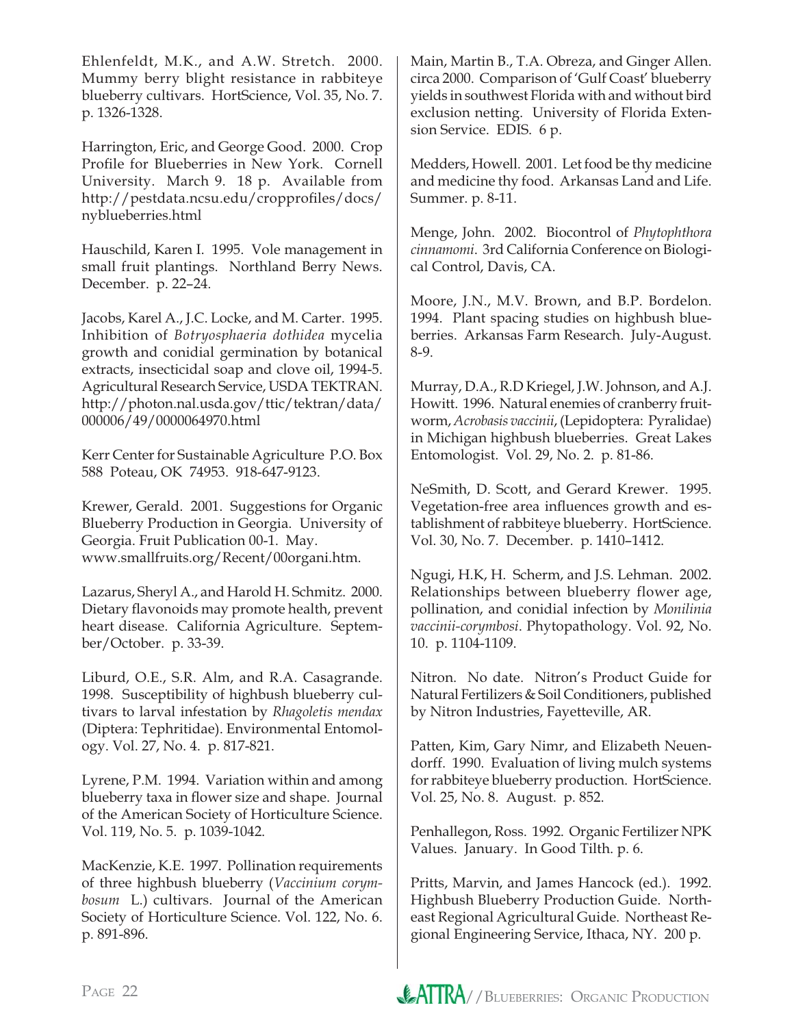Ehlenfeldt, M.K., and A.W. Stretch. 2000. Mummy berry blight resistance in rabbiteye blueberry cultivars. HortScience, Vol. 35, No. 7. p. 1326-1328.

Harrington, Eric, and George Good. 2000. Crop Profile for Blueberries in New York. Cornell University. March 9. 18 p. Available from http://pestdata.ncsu.edu/cropprofiles/docs/nyblueberries.html

Hauschild, Karen I. 1995. Vole management in small fruit plantings. Northland Berry News. December. p. 22–24.

Jacobs, Karel A., J.C. Locke, and M. Carter. 1995. Inhibition of *Botryosphaeria dothidea* mycelia growth and conidial germination by botanical extracts, insecticidal soap and clove oil, 1994-5. Agricultural Research Service, USDA TEKTRAN. http://photon.nal.usda.gov/ttic/tektran/data/000006/49/0000064970.html

Kerr Center for Sustainable Agriculture P.O. Box 588 Poteau, OK 74953. 918-647-9123.

Krewer, Gerald. 2001. Suggestions for Organic Blueberry Production in Georgia. University of Georgia. Fruit Publication 00-1. May. www.smallfruits.org/Recent/00organi.htm.

Lazarus, Sheryl A., and Harold H. Schmitz. 2000. Dietary flavonoids may promote health, prevent heart disease. California Agriculture. September/October. p. 33-39.

Liburd, O.E., S.R. Alm, and R.A. Casagrande. 1998. Susceptibility of highbush blueberry cultivars to larval infestation by *Rhagoletis mendax* (Diptera: Tephritidae). Environmental Entomology. Vol. 27, No. 4. p. 817-821.

Lyrene, P.M. 1994. Variation within and among blueberry taxa in flower size and shape. Journal of the American Society of Horticulture Science. Vol. 119, No. 5. p. 1039-1042.

MacKenzie, K.E. 1997. Pollination requirements of three highbush blueberry (*Vaccinium corymbosum* L.) cultivars. Journal of the American Society of Horticulture Science. Vol. 122, No. 6. p. 891-896.

Main, Martin B., T.A. Obreza, and Ginger Allen. circa 2000. Comparison of 'Gulf Coast' blueberry yields in southwest Florida with and without bird exclusion netting. University of Florida Extension Service. EDIS. 6 p.

Medders, Howell. 2001. Let food be thy medicine and medicine thy food. Arkansas Land and Life. Summer. p. 8-11.

Menge, John. 2002. Biocontrol of *Phytophthora cinnamomi*. 3rd California Conference on Biological Control, Davis, CA.

Moore, J.N., M.V. Brown, and B.P. Bordelon. 1994. Plant spacing studies on highbush blueberries. Arkansas Farm Research. July-August. 8-9.

Murray, D.A., R.D Kriegel, J.W. Johnson, and A.J. Howitt. 1996. Natural enemies of cranberry fruitworm, *Acrobasis vaccinii*, (Lepidoptera: Pyralidae) in Michigan highbush blueberries. Great Lakes Entomologist. Vol. 29, No. 2. p. 81-86.

NeSmith, D. Scott, and Gerard Krewer. 1995. Vegetation-free area influences growth and establishment of rabbiteye blueberry. HortScience. Vol. 30, No. 7. December. p. 1410–1412.

Ngugi, H.K, H. Scherm, and J.S. Lehman. 2002. Relationships between blueberry flower age, pollination, and conidial infection by *Monilinia vaccinii-corymbosi*. Phytopathology. Vol. 92, No. 10. p. 1104-1109.

Nitron. No date. Nitron's Product Guide for Natural Fertilizers & Soil Conditioners, published by Nitron Industries, Fayetteville, AR.

Patten, Kim, Gary Nimr, and Elizabeth Neuendorff. 1990. Evaluation of living mulch systems for rabbiteye blueberry production. HortScience. Vol. 25, No. 8. August. p. 852.

Penhallegon, Ross. 1992. Organic Fertilizer NPK Values. January. In Good Tilth. p. 6.

Pritts, Marvin, and James Hancock (ed.). 1992. Highbush Blueberry Production Guide. Northeast Regional Agricultural Guide. Northeast Regional Engineering Service, Ithaca, NY. 200 p.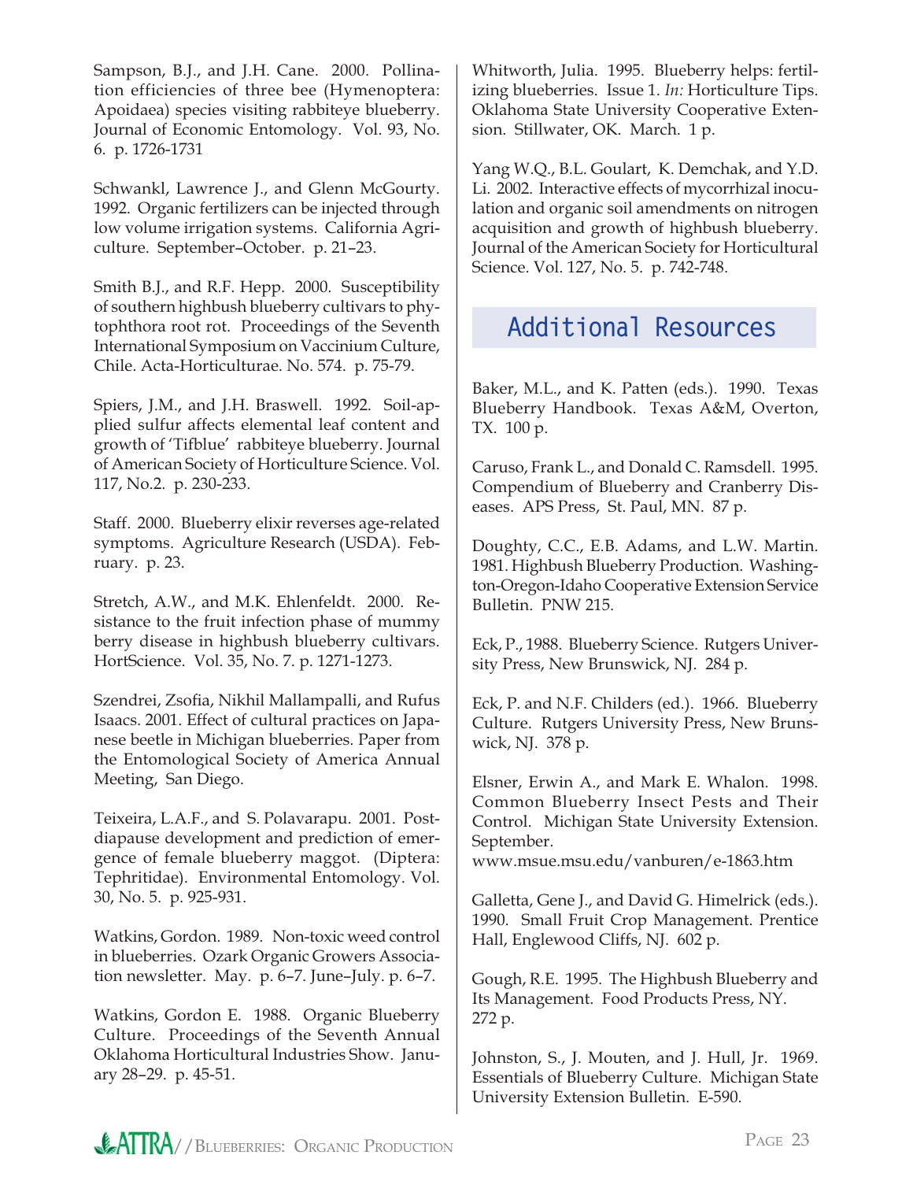Sampson, B.J., and J.H. Cane. 2000. Pollination efficiencies of three bee (Hymenoptera: Apoidaea) species visiting rabbiteye blueberry. Journal of Economic Entomology. Vol. 93, No. 6. p. 1726-1731

Schwankl, Lawrence J., and Glenn McGourty. 1992. Organic fertilizers can be injected through low volume irrigation systems. California Agriculture. September–October. p. 21–23.

Smith B.J., and R.F. Hepp. 2000. Susceptibility of southern highbush blueberry cultivars to phytophthora root rot. Proceedings of the Seventh International Symposium on Vaccinium Culture, Chile. Acta-Horticulturae. No. 574. p. 75-79.

Spiers, J.M., and J.H. Braswell. 1992. Soil-applied sulfur affects elemental leaf content and growth of 'Tifblue' rabbiteye blueberry. Journal of American Society of Horticulture Science. Vol. 117, No.2. p. 230-233.

Staff. 2000. Blueberry elixir reverses age-related symptoms. Agriculture Research (USDA). February. p. 23.

Stretch, A.W., and M.K. Ehlenfeldt. 2000. Resistance to the fruit infection phase of mummy berry disease in highbush blueberry cultivars. HortScience. Vol. 35, No. 7. p. 1271-1273.

Szendrei, Zsofia, Nikhil Mallampalli, and Rufus Isaacs. 2001. Effect of cultural practices on Japanese beetle in Michigan blueberries. Paper from the Entomological Society of America Annual Meeting, San Diego.

Teixeira, L.A.F., and S. Polavarapu. 2001. Post-diapause development and prediction of emergence of female blueberry maggot. (Diptera: Tephritidae). Environmental Entomology. Vol. 30, No. 5. p. 925-931.

Watkins, Gordon. 1989. Non-toxic weed control in blueberries. Ozark Organic Growers Association newsletter. May. p. 6–7. June–July. p. 6–7.

Watkins, Gordon E. 1988. Organic Blueberry Culture. Proceedings of the Seventh Annual Oklahoma Horticultural Industries Show. January 28–29. p. 45-51.

Whitworth, Julia. 1995. Blueberry helps: fertilizing blueberries. Issue 1. *In:* Horticulture Tips. Oklahoma State University Cooperative Extension. Stillwater, OK. March. 1 p.

Yang W.Q., B.L. Goulart, K. Demchak, and Y.D. Li. 2002. Interactive effects of mycorrhizal inoculation and organic soil amendments on nitrogen acquisition and growth of highbush blueberry. Journal of the American Society for Horticultural Science. Vol. 127, No. 5. p. 742-748.

## Additional Resources

Baker, M.L., and K. Patten (eds.). 1990. Texas Blueberry Handbook. Texas A&M, Overton, TX. 100 p.

Caruso, Frank L., and Donald C. Ramsdell. 1995. Compendium of Blueberry and Cranberry Diseases. APS Press, St. Paul, MN. 87 p.

Doughty, C.C., E.B. Adams, and L.W. Martin. 1981. Highbush Blueberry Production. Washington-Oregon-Idaho Cooperative Extension Service Bulletin. PNW 215.

Eck, P., 1988. Blueberry Science. Rutgers University Press, New Brunswick, NJ. 284 p.

Eck, P. and N.F. Childers (ed.). 1966. Blueberry Culture. Rutgers University Press, New Brunswick, NJ. 378 p.

Elsner, Erwin A., and Mark E. Whalon. 1998. Common Blueberry Insect Pests and Their Control. Michigan State University Extension. September.
www.msue.msu.edu/vanburen/e-1863.htm

Galletta, Gene J., and David G. Himelrick (eds.). 1990. Small Fruit Crop Management. Prentice Hall, Englewood Cliffs, NJ. 602 p.

Gough, R.E. 1995. The Highbush Blueberry and Its Management. Food Products Press, NY. 272 p.

Johnston, S., J. Mouten, and J. Hull, Jr. 1969. Essentials of Blueberry Culture. Michigan State University Extension Bulletin. E-590.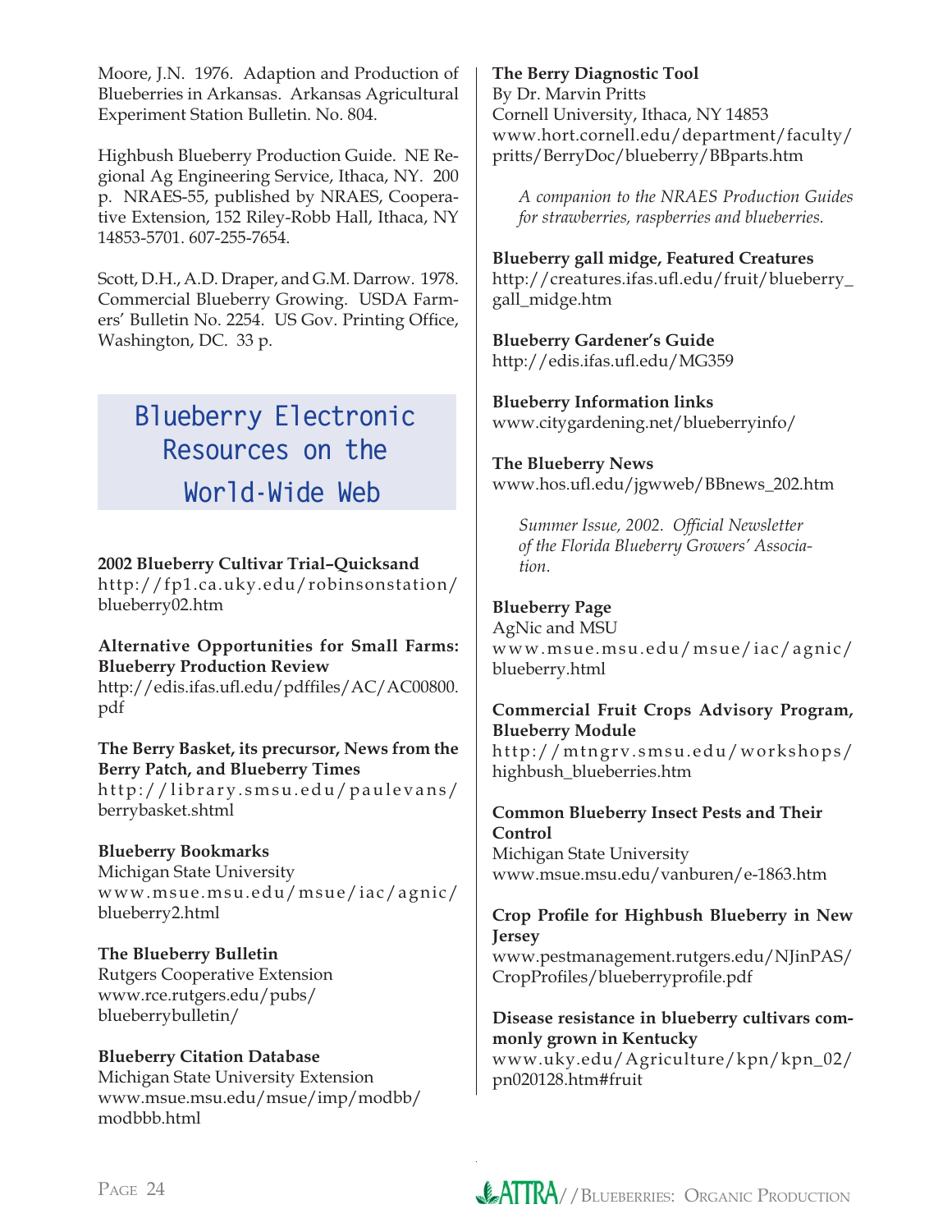Moore, J.N. 1976. Adaption and Production of Blueberries in Arkansas. Arkansas Agricultural Experiment Station Bulletin. No. 804.

Highbush Blueberry Production Guide. NE Regional Ag Engineering Service, Ithaca, NY. 200 p. NRAES-55, published by NRAES, Cooperative Extension, 152 Riley-Robb Hall, Ithaca, NY 14853-5701. 607-255-7654.

Scott, D.H., A.D. Draper, and G.M. Darrow. 1978. Commercial Blueberry Growing. USDA Farmers' Bulletin No. 2254. US Gov. Printing Office, Washington, DC. 33 p.

## Blueberry Electronic Resources on the World-Wide Web

**2002 Blueberry Cultivar Trial–Quicksand**
http://fp1.ca.uky.edu/robinsonstation/blueberry02.htm

**Alternative Opportunities for Small Farms: Blueberry Production Review**
http://edis.ifas.ufl.edu/pdffiles/AC/AC00800.pdf

**The Berry Basket, its precursor, News from the Berry Patch, and Blueberry Times**
http://library.smsu.edu/paulevans/berrybasket.shtml

**Blueberry Bookmarks**
Michigan State University
www.msue.msu.edu/msue/iac/agnic/blueberry2.html

**The Blueberry Bulletin**
Rutgers Cooperative Extension
www.rce.rutgers.edu/pubs/blueberrybulletin/

**Blueberry Citation Database**
Michigan State University Extension
www.msue.msu.edu/msue/imp/modbb/modbbb.html

**The Berry Diagnostic Tool**
By Dr. Marvin Pritts
Cornell University, Ithaca, NY 14853
www.hort.cornell.edu/department/faculty/pritts/BerryDoc/blueberry/BBparts.htm

*A companion to the NRAES Production Guides for strawberries, raspberries and blueberries.*

**Blueberry gall midge, Featured Creatures**
http://creatures.ifas.ufl.edu/fruit/blueberry_gall_midge.htm

**Blueberry Gardener's Guide**
http://edis.ifas.ufl.edu/MG359

**Blueberry Information links**
www.citygardening.net/blueberryinfo/

**The Blueberry News**
www.hos.ufl.edu/jgwweb/BBnews_202.htm

*Summer Issue, 2002. Official Newsletter of the Florida Blueberry Growers' Association.*

**Blueberry Page**
AgNic and MSU
www.msue.msu.edu/msue/iac/agnic/blueberry.html

**Commercial Fruit Crops Advisory Program, Blueberry Module**
http://mtngrv.smsu.edu/workshops/highbush_blueberries.htm

**Common Blueberry Insect Pests and Their Control**
Michigan State University
www.msue.msu.edu/vanburen/e-1863.htm

**Crop Profile for Highbush Blueberry in New Jersey**
www.pestmanagement.rutgers.edu/NJinPAS/CropProfiles/blueberryprofile.pdf

**Disease resistance in blueberry cultivars commonly grown in Kentucky**
www.uky.edu/Agriculture/kpn/kpn_02/pn020128.htm#fruit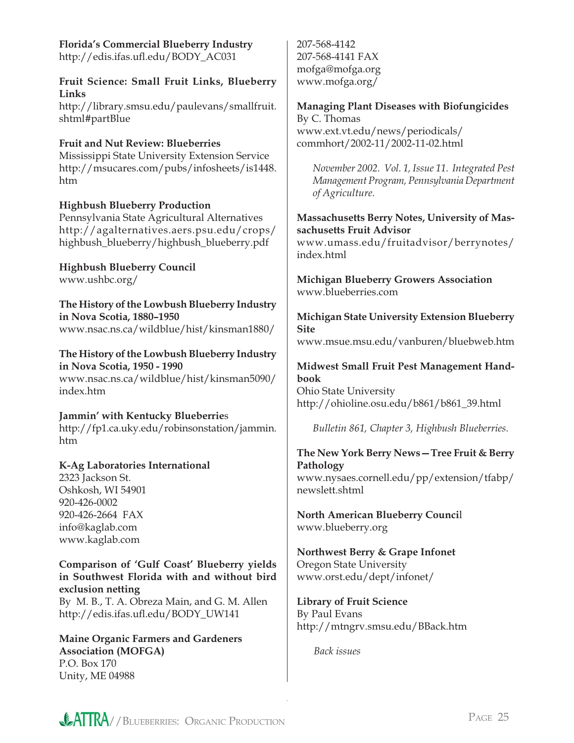**Florida's Commercial Blueberry Industry**
http://edis.ifas.ufl.edu/BODY_AC031

**Fruit Science: Small Fruit Links, Blueberry Links**
http://library.smsu.edu/paulevans/smallfruit.shtml#partBlue

**Fruit and Nut Review: Blueberries**
Mississippi State University Extension Service
http://msucares.com/pubs/infosheets/is1448.htm

**Highbush Blueberry Production**
Pennsylvania State Agricultural Alternatives
http://agalternatives.aers.psu.edu/crops/highbush_blueberry/highbush_blueberry.pdf

**Highbush Blueberry Council**
www.ushbc.org/

**The History of the Lowbush Blueberry Industry in Nova Scotia, 1880–1950**
www.nsac.ns.ca/wildblue/hist/kinsman1880/

**The History of the Lowbush Blueberry Industry in Nova Scotia, 1950 - 1990**
www.nsac.ns.ca/wildblue/hist/kinsman5090/index.htm

**Jammin' with Kentucky Blueberrie**s
http://fp1.ca.uky.edu/robinsonstation/jammin.htm

**K-Ag Laboratories International**
2323 Jackson St.
Oshkosh, WI 54901
920-426-0002
920-426-2664 FAX
info@kaglab.com
www.kaglab.com

**Comparison of 'Gulf Coast' Blueberry yields in Southwest Florida with and without bird exclusion netting**
By M. B., T. A. Obreza Main, and G. M. Allen
http://edis.ifas.ufl.edu/BODY_UW141

**Maine Organic Farmers and Gardeners Association (MOFGA)**
P.O. Box 170
Unity, ME 04988
207-568-4142
207-568-4141 FAX
mofga@mofga.org
www.mofga.org/

**Managing Plant Diseases with Biofungicides**
By C. Thomas
www.ext.vt.edu/news/periodicals/commhort/2002-11/2002-11-02.html

*November 2002. Vol. 1, Issue 11. Integrated Pest Management Program, Pennsylvania Department of Agriculture.*

**Massachusetts Berry Notes, University of Massachusetts Fruit Advisor**
www.umass.edu/fruitadvisor/berrynotes/index.html

**Michigan Blueberry Growers Association**
www.blueberries.com

**Michigan State University Extension Blueberry Site**
www.msue.msu.edu/vanburen/bluebweb.htm

**Midwest Small Fruit Pest Management Handbook**
Ohio State University
http://ohioline.osu.edu/b861/b861_39.html

*Bulletin 861, Chapter 3, Highbush Blueberries.*

**The New York Berry News—Tree Fruit & Berry Pathology**
www.nysaes.cornell.edu/pp/extension/tfabp/newslett.shtml

**North American Blueberry Counci**l
www.blueberry.org

**Northwest Berry & Grape Infonet**
Oregon State University
www.orst.edu/dept/infonet/

**Library of Fruit Science**
By Paul Evans
http://mtngrv.smsu.edu/BBack.htm

*Back issues*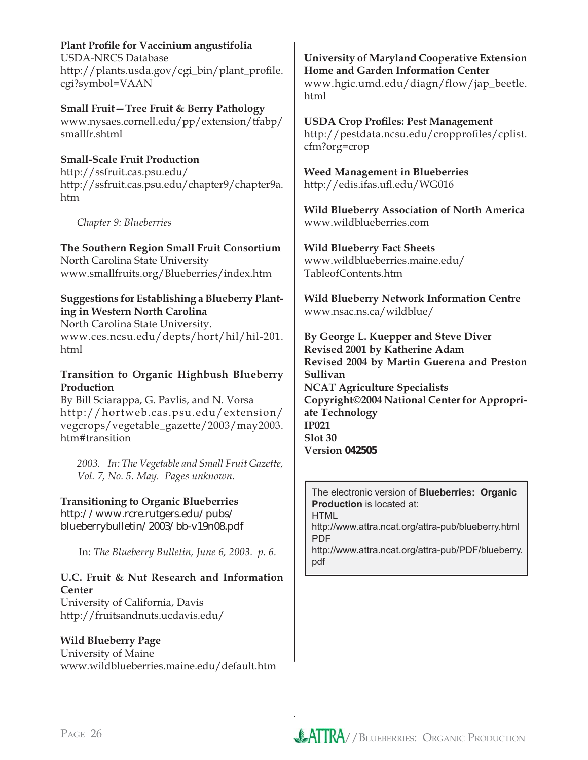**Plant Profile for Vaccinium angustifolia**
USDA-NRCS Database
http://plants.usda.gov/cgi_bin/plant_profile.cgi?symbol=VAAN

**Small Fruit—Tree Fruit & Berry Pathology**
www.nysaes.cornell.edu/pp/extension/tfabp/smallfr.shtml

**Small-Scale Fruit Production**
http://ssfruit.cas.psu.edu/
http://ssfruit.cas.psu.edu/chapter9/chapter9a.htm

*Chapter 9: Blueberries*

**The Southern Region Small Fruit Consortium**
North Carolina State University
www.smallfruits.org/Blueberries/index.htm

**Suggestions for Establishing a Blueberry Planting in Western North Carolina**
North Carolina State University.
www.ces.ncsu.edu/depts/hort/hil/hil-201.html

**Transition to Organic Highbush Blueberry Production**
By Bill Sciarappa, G. Pavlis, and N. Vorsa
http://hortweb.cas.psu.edu/extension/vegcrops/vegetable_gazette/2003/may2003.htm#transition

2003. *In: The Vegetable and Small Fruit Gazette, Vol. 7, No. 5. May. Pages unknown.*

**Transitioning to Organic Blueberries**
http://www.rcre.rutgers.edu/pubs/blueberrybulletin/2003/bb-v19n08.pdf

In: *The Blueberry Bulletin, June 6, 2003. p. 6.*

**U.C. Fruit & Nut Research and Information Center**
University of California, Davis
http://fruitsandnuts.ucdavis.edu/

**Wild Blueberry Page**
University of Maine
www.wildblueberries.maine.edu/default.htm

**University of Maryland Cooperative Extension Home and Garden Information Center**
www.hgic.umd.edu/diagn/flow/jap_beetle.html

**USDA Crop Profiles: Pest Management**
http://pestdata.ncsu.edu/cropprofiles/cplist.cfm?org=crop

**Weed Management in Blueberries**
http://edis.ifas.ufl.edu/WG016

**Wild Blueberry Association of North America**
www.wildblueberries.com

**Wild Blueberry Fact Sheets**
www.wildblueberries.maine.edu/TableofContents.htm

**Wild Blueberry Network Information Centre**
www.nsac.ns.ca/wildblue/

**By George L. Kuepper and Steve Diver**
**Revised 2001 by Katherine Adam**
**Revised 2004 by Martin Guerena and Preston Sullivan**
**NCAT Agriculture Specialists**
**Copyright©2004 National Center for Appropriate Technology**
**IP021**
**Slot 30**
**Version 042505**

The electronic version of **Blueberries: Organic Production** is located at:
HTML
http://www.attra.ncat.org/attra-pub/blueberry.html
PDF
http://www.attra.ncat.org/attra-pub/PDF/blueberry.pdf